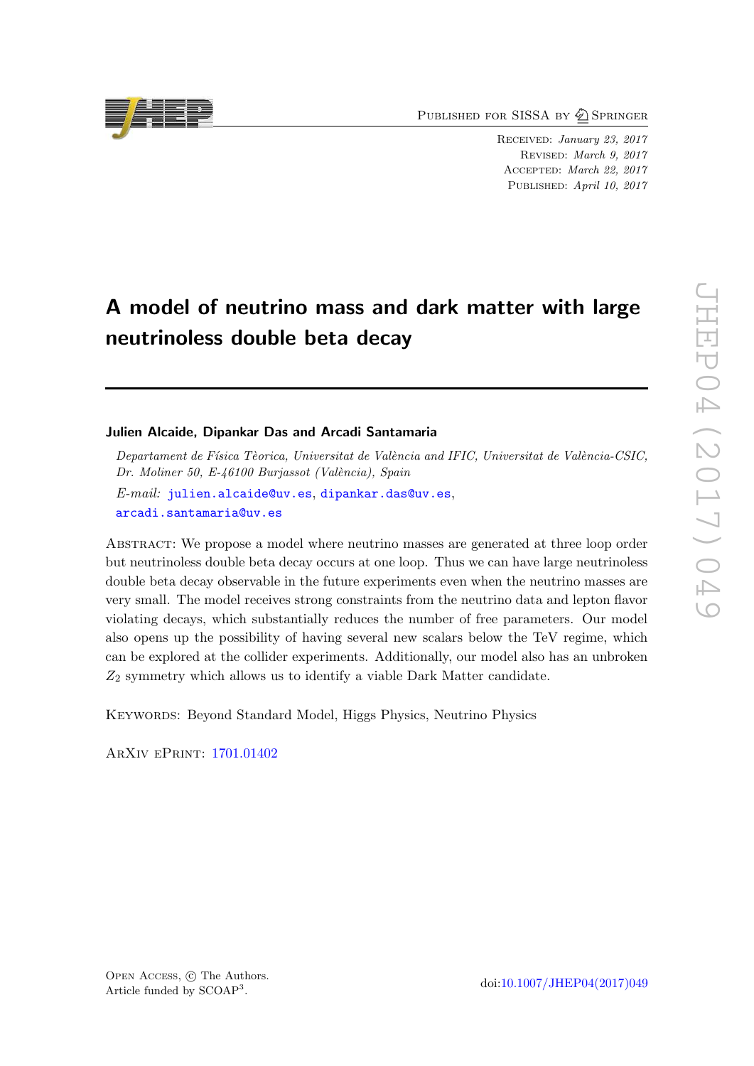Published for SISSA by Springer

Received: *January 23, 2017*
Revised: *March 9, 2017*
Accepted: *March 22, 2017*
Published: *April 10, 2017*

# A model of neutrino mass and dark matter with large neutrinoless double beta decay

**Julien Alcaide, Dipankar Das and Arcadi Santamaria**

*Departament de Física Tèorica, Universitat de València and IFIC, Universitat de València-CSIC, Dr. Moliner 50, E-46100 Burjassot (València), Spain*

*E-mail:* julien.alcaide@uv.es, dipankar.das@uv.es, arcadi.santamaria@uv.es

Abstract: We propose a model where neutrino masses are generated at three loop order but neutrinoless double beta decay occurs at one loop. Thus we can have large neutrinoless double beta decay observable in the future experiments even when the neutrino masses are very small. The model receives strong constraints from the neutrino data and lepton flavor violating decays, which substantially reduces the number of free parameters. Our model also opens up the possibility of having several new scalars below the TeV regime, which can be explored at the collider experiments. Additionally, our model also has an unbroken $Z_2$ symmetry which allows us to identify a viable Dark Matter candidate.

Keywords: Beyond Standard Model, Higgs Physics, Neutrino Physics

ArXiv ePrint: 1701.01402

Open Access, © The Authors.
Article funded by SCOAP[3].

doi:10.1007/JHEP04(2017)049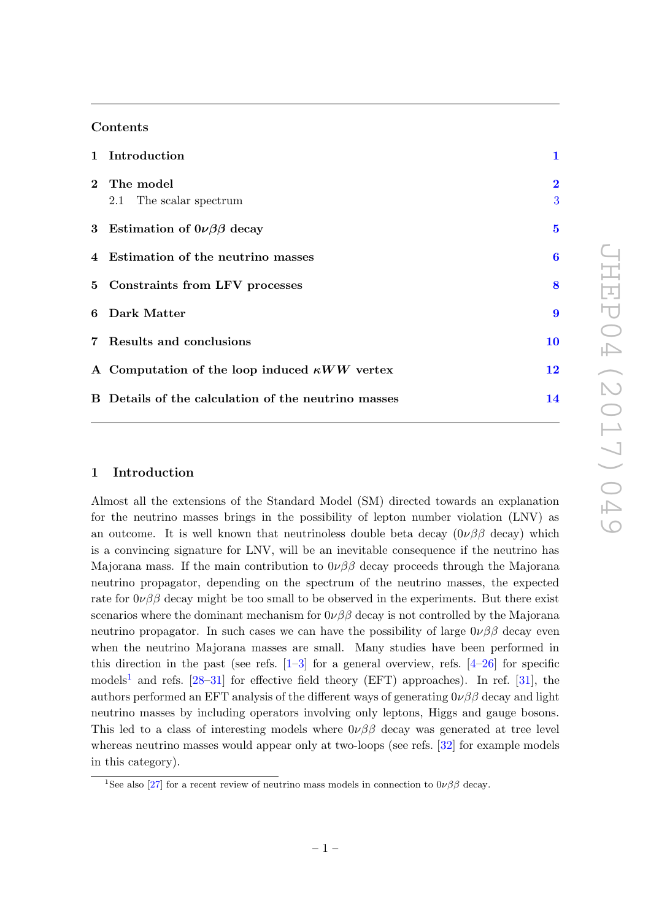## Contents

| | | |
|---|---|---|
| **1** | **Introduction** | **1** |
| **2** | **The model** | **2** |
| | 2.1 The scalar spectrum | 3 |
| **3** | **Estimation of $0\nu\beta\beta$ decay** | **5** |
| **4** | **Estimation of the neutrino masses** | **6** |
| **5** | **Constraints from LFV processes** | **8** |
| **6** | **Dark Matter** | **9** |
| **7** | **Results and conclusions** | **10** |
| **A** | **Computation of the loop induced $\kappa WW$ vertex** | **12** |
| **B** | **Details of the calculation of the neutrino masses** | **14** |

# 1 Introduction

Almost all the extensions of the Standard Model (SM) directed towards an explanation for the neutrino masses brings in the possibility of lepton number violation (LNV) as an outcome. It is well known that neutrinoless double beta decay ($0\nu\beta\beta$ decay) which is a convincing signature for LNV, will be an inevitable consequence if the neutrino has Majorana mass. If the main contribution to $0\nu\beta\beta$ decay proceeds through the Majorana neutrino propagator, depending on the spectrum of the neutrino masses, the expected rate for $0\nu\beta\beta$ decay might be too small to be observed in the experiments. But there exist scenarios where the dominant mechanism for $0\nu\beta\beta$ decay is not controlled by the Majorana neutrino propagator. In such cases we can have the possibility of large $0\nu\beta\beta$ decay even when the neutrino Majorana masses are small. Many studies have been performed in this direction in the past (see refs. [1–3] for a general overview, refs. [4–26] for specific models[1] and refs. [28–31] for effective field theory (EFT) approaches). In ref. [31], the authors performed an EFT analysis of the different ways of generating $0\nu\beta\beta$ decay and light neutrino masses by including operators involving only leptons, Higgs and gauge bosons. This led to a class of interesting models where $0\nu\beta\beta$ decay was generated at tree level whereas neutrino masses would appear only at two-loops (see refs. [32] for example models in this category).

[1]See also [27] for a recent review of neutrino mass models in connection to $0\nu\beta\beta$ decay.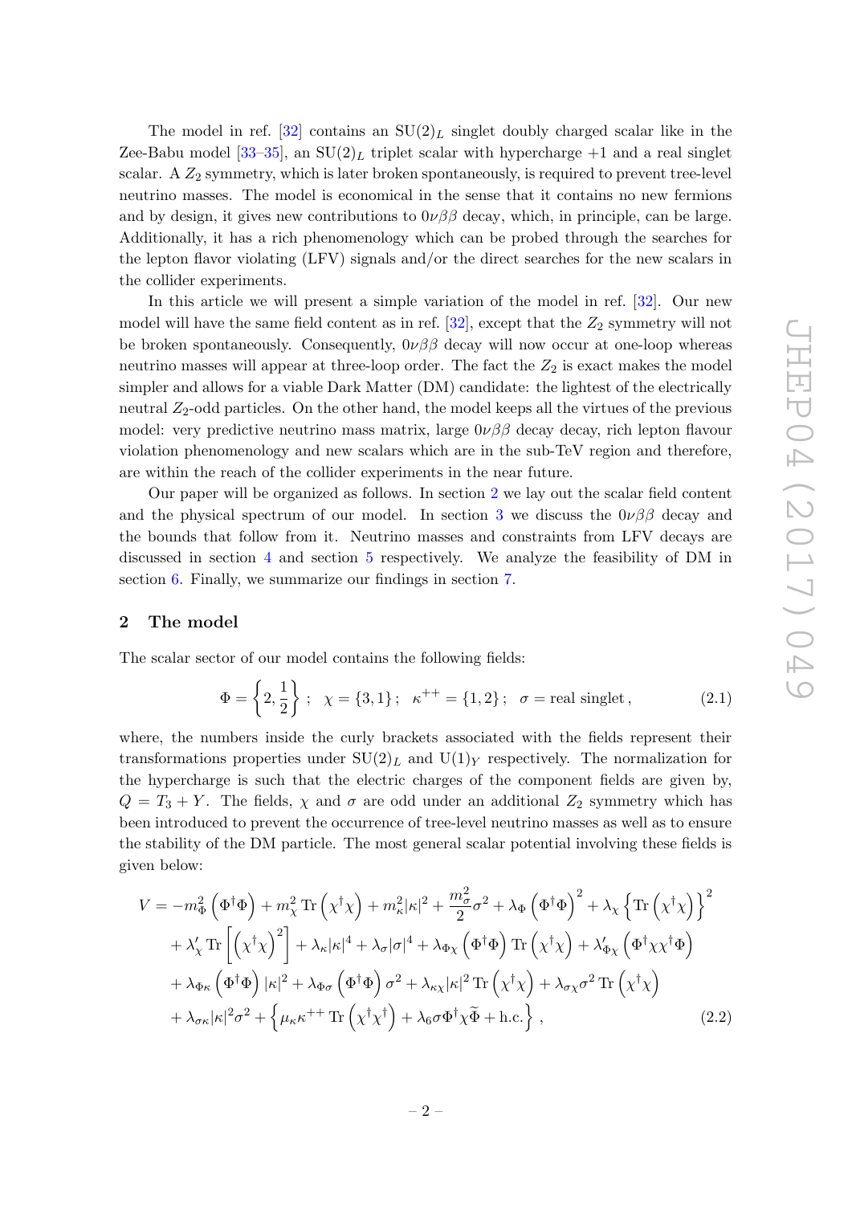The model in ref. [32] contains an $\mathrm{SU}(2)_L$ singlet doubly charged scalar like in the Zee-Babu model [33–35], an $\mathrm{SU}(2)_L$ triplet scalar with hypercharge +1 and a real singlet scalar. A $Z_2$ symmetry, which is later broken spontaneously, is required to prevent tree-level neutrino masses. The model is economical in the sense that it contains no new fermions and by design, it gives new contributions to $0\nu\beta\beta$ decay, which, in principle, can be large. Additionally, it has a rich phenomenology which can be probed through the searches for the lepton flavor violating (LFV) signals and/or the direct searches for the new scalars in the collider experiments.

In this article we will present a simple variation of the model in ref. [32]. Our new model will have the same field content as in ref. [32], except that the $Z_2$ symmetry will not be broken spontaneously. Consequently, $0\nu\beta\beta$ decay will now occur at one-loop whereas neutrino masses will appear at three-loop order. The fact the $Z_2$ is exact makes the model simpler and allows for a viable Dark Matter (DM) candidate: the lightest of the electrically neutral $Z_2$-odd particles. On the other hand, the model keeps all the virtues of the previous model: very predictive neutrino mass matrix, large $0\nu\beta\beta$ decay decay, rich lepton flavour violation phenomenology and new scalars which are in the sub-TeV region and therefore, are within the reach of the collider experiments in the near future.

Our paper will be organized as follows. In section 2 we lay out the scalar field content and the physical spectrum of our model. In section 3 we discuss the $0\nu\beta\beta$ decay and the bounds that follow from it. Neutrino masses and constraints from LFV decays are discussed in section 4 and section 5 respectively. We analyze the feasibility of DM in section 6. Finally, we summarize our findings in section 7.

## 2 The model

The scalar sector of our model contains the following fields:

$$\Phi = \left\{2, \frac{1}{2}\right\} \; ; \quad \chi = \{3, 1\} \, ; \quad \kappa^{++} = \{1, 2\} \, ; \quad \sigma = \text{real singlet} \, , \tag{2.1}$$

where, the numbers inside the curly brackets associated with the fields represent their transformations properties under $\mathrm{SU}(2)_L$ and $\mathrm{U}(1)_Y$ respectively. The normalization for the hypercharge is such that the electric charges of the component fields are given by, $Q = T_3 + Y$. The fields, $\chi$ and $\sigma$ are odd under an additional $Z_2$ symmetry which has been introduced to prevent the occurrence of tree-level neutrino masses as well as to ensure the stability of the DM particle. The most general scalar potential involving these fields is given below:

$$\begin{aligned}
V = & -m_\Phi^2 \left(\Phi^\dagger \Phi\right) + m_\chi^2 \,\mathrm{Tr}\left(\chi^\dagger \chi\right) + m_\kappa^2 |\kappa|^2 + \frac{m_\sigma^2}{2}\sigma^2 + \lambda_\Phi \left(\Phi^\dagger \Phi\right)^2 + \lambda_\chi \left\{\mathrm{Tr}\left(\chi^\dagger \chi\right)\right\}^2 \\
& + \lambda_\chi' \,\mathrm{Tr}\left[\left(\chi^\dagger \chi\right)^2\right] + \lambda_\kappa |\kappa|^4 + \lambda_\sigma |\sigma|^4 + \lambda_{\Phi\chi} \left(\Phi^\dagger \Phi\right) \mathrm{Tr}\left(\chi^\dagger \chi\right) + \lambda_{\Phi\chi}' \left(\Phi^\dagger \chi \chi^\dagger \Phi\right) \\
& + \lambda_{\Phi\kappa} \left(\Phi^\dagger \Phi\right) |\kappa|^2 + \lambda_{\Phi\sigma} \left(\Phi^\dagger \Phi\right) \sigma^2 + \lambda_{\kappa\chi} |\kappa|^2 \,\mathrm{Tr}\left(\chi^\dagger \chi\right) + \lambda_{\sigma\chi} \sigma^2 \,\mathrm{Tr}\left(\chi^\dagger \chi\right) \\
& + \lambda_{\sigma\kappa} |\kappa|^2 \sigma^2 + \left\{\mu_\kappa \kappa^{++} \,\mathrm{Tr}\left(\chi^\dagger \chi^\dagger\right) + \lambda_6 \sigma \Phi^\dagger \chi \widetilde{\Phi} + \text{h.c.}\right\} ,
\end{aligned} \tag{2.2}$$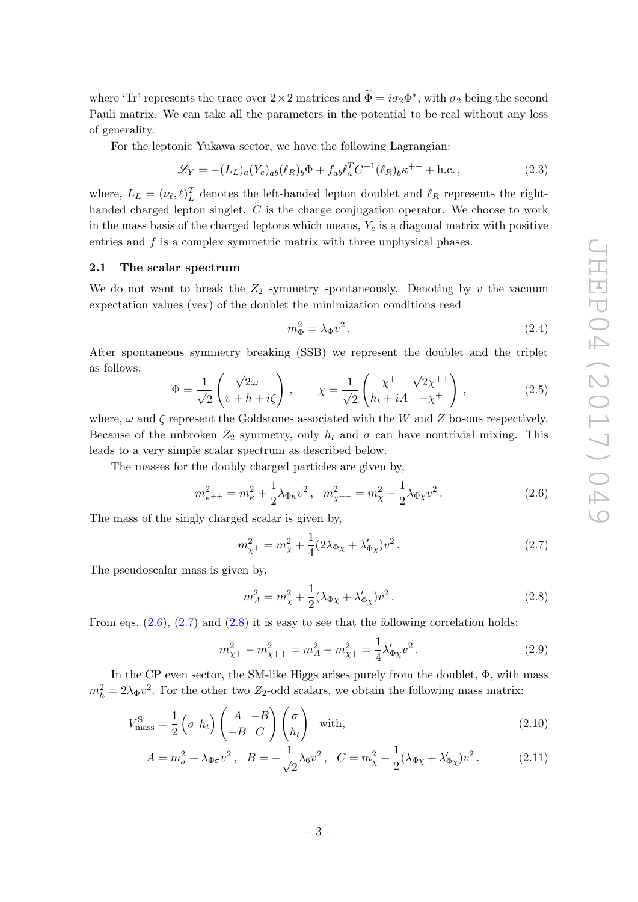where 'Tr' represents the trace over $2\times 2$ matrices and $\widetilde{\Phi} = i\sigma_2 \Phi^*$, with $\sigma_2$ being the second Pauli matrix. We can take all the parameters in the potential to be real without any loss of generality.

For the leptonic Yukawa sector, we have the following Lagrangian:

$$\mathscr{L}_Y = -(\overline{L_L})_a (Y_e)_{ab} (\ell_R)_b \Phi + f_{ab} \ell_a^T C^{-1} (\ell_R)_b \kappa^{++} + \text{h.c.}\,, \tag{2.3}$$

where, $L_L = (\nu_\ell, \ell)_L^T$ denotes the left-handed lepton doublet and $\ell_R$ represents the right-handed charged lepton singlet. $C$ is the charge conjugation operator. We choose to work in the mass basis of the charged leptons which means, $Y_e$ is a diagonal matrix with positive entries and $f$ is a complex symmetric matrix with three unphysical phases.

### 2.1 The scalar spectrum

We do not want to break the $Z_2$ symmetry spontaneously. Denoting by $v$ the vacuum expectation values (vev) of the doublet the minimization conditions read

$$m_\Phi^2 = \lambda_\Phi v^2\,. \tag{2.4}$$

After spontaneous symmetry breaking (SSB) we represent the doublet and the triplet as follows:

$$\Phi = \frac{1}{\sqrt{2}} \begin{pmatrix} \sqrt{2}\omega^+ \\ v + h + i\zeta \end{pmatrix}\,, \qquad \chi = \frac{1}{\sqrt{2}} \begin{pmatrix} \chi^+ & \sqrt{2}\chi^{++} \\ h_t + iA & -\chi^+ \end{pmatrix}\,, \tag{2.5}$$

where, $\omega$ and $\zeta$ represent the Goldstones associated with the $W$ and $Z$ bosons respectively. Because of the unbroken $Z_2$ symmetry, only $h_t$ and $\sigma$ can have nontrivial mixing. This leads to a very simple scalar spectrum as described below.

The masses for the doubly charged particles are given by,

$$m_{\kappa^{++}}^2 = m_\kappa^2 + \frac{1}{2}\lambda_{\Phi\kappa} v^2\,, \quad m_{\chi^{++}}^2 = m_\chi^2 + \frac{1}{2}\lambda_{\Phi\chi} v^2\,. \tag{2.6}$$

The mass of the singly charged scalar is given by,

$$m_{\chi^+}^2 = m_\chi^2 + \frac{1}{4}(2\lambda_{\Phi\chi} + \lambda'_{\Phi\chi}) v^2\,. \tag{2.7}$$

The pseudoscalar mass is given by,

$$m_A^2 = m_\chi^2 + \frac{1}{2}(\lambda_{\Phi\chi} + \lambda'_{\Phi\chi}) v^2\,. \tag{2.8}$$

From eqs. (2.6), (2.7) and (2.8) it is easy to see that the following correlation holds:

$$m_{\chi^+}^2 - m_{\chi^{++}}^2 = m_A^2 - m_{\chi^+}^2 = \frac{1}{4}\lambda'_{\Phi\chi} v^2\,. \tag{2.9}$$

In the CP even sector, the SM-like Higgs arises purely from the doublet, $\Phi$, with mass $m_h^2 = 2\lambda_\Phi v^2$. For the other two $Z_2$-odd scalars, we obtain the following mass matrix:

$$V_{\text{mass}}^{\text{S}} = \frac{1}{2} \begin{pmatrix} \sigma & h_t \end{pmatrix} \begin{pmatrix} A & -B \\ -B & C \end{pmatrix} \begin{pmatrix} \sigma \\ h_t \end{pmatrix} \quad \text{with,} \tag{2.10}$$

$$A = m_\sigma^2 + \lambda_{\Phi\sigma} v^2\,, \quad B = -\frac{1}{\sqrt{2}}\lambda_6 v^2\,, \quad C = m_\chi^2 + \frac{1}{2}(\lambda_{\Phi\chi} + \lambda'_{\Phi\chi}) v^2\,. \tag{2.11}$$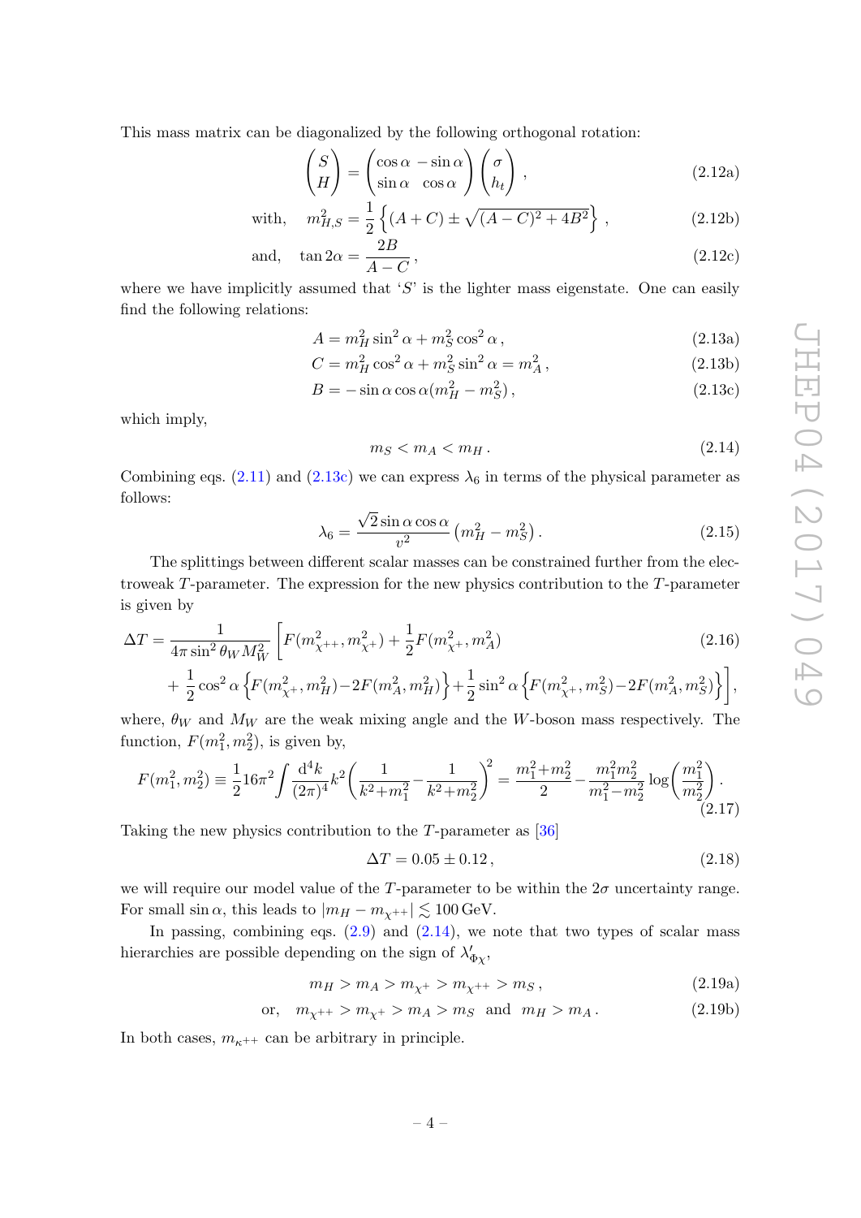This mass matrix can be diagonalized by the following orthogonal rotation:

$$\begin{pmatrix} S \\ H \end{pmatrix} = \begin{pmatrix} \cos\alpha & -\sin\alpha \\ \sin\alpha & \cos\alpha \end{pmatrix} \begin{pmatrix} \sigma \\ h_t \end{pmatrix} , \tag{2.12a}$$

$$\text{with,} \quad m^2_{H,S} = \frac{1}{2}\left\{(A+C) \pm \sqrt{(A-C)^2 + 4B^2}\right\} , \tag{2.12b}$$

$$\text{and,} \quad \tan 2\alpha = \frac{2B}{A-C} , \tag{2.12c}$$

where we have implicitly assumed that '$S$' is the lighter mass eigenstate. One can easily find the following relations:

$$A = m_H^2 \sin^2\alpha + m_S^2 \cos^2\alpha , \tag{2.13a}$$

$$C = m_H^2 \cos^2\alpha + m_S^2 \sin^2\alpha = m_A^2 , \tag{2.13b}$$

$$B = -\sin\alpha\cos\alpha(m_H^2 - m_S^2) , \tag{2.13c}$$

which imply,

$$m_S < m_A < m_H . \tag{2.14}$$

Combining eqs. (2.11) and (2.13c) we can express $\lambda_6$ in terms of the physical parameter as follows:

$$\lambda_6 = \frac{\sqrt{2}\sin\alpha\cos\alpha}{v^2}\left(m_H^2 - m_S^2\right) . \tag{2.15}$$

The splittings between different scalar masses can be constrained further from the electroweak $T$-parameter. The expression for the new physics contribution to the $T$-parameter is given by

$$\Delta T = \frac{1}{4\pi \sin^2\theta_W M_W^2}\left[F(m^2_{\chi^{++}}, m^2_{\chi^+}) + \frac{1}{2}F(m^2_{\chi^+}, m^2_A) \right. \tag{2.16}$$

$$\left. + \frac{1}{2}\cos^2\alpha\left\{F(m^2_{\chi^+}, m^2_H) - 2F(m^2_A, m^2_H)\right\} + \frac{1}{2}\sin^2\alpha\left\{F(m^2_{\chi^+}, m^2_S) - 2F(m^2_A, m^2_S)\right\}\right],$$

where, $\theta_W$ and $M_W$ are the weak mixing angle and the $W$-boson mass respectively. The function, $F(m_1^2, m_2^2)$, is given by,

$$F(m_1^2, m_2^2) \equiv \frac{1}{2}16\pi^2 \int \frac{\mathrm{d}^4k}{(2\pi)^4} k^2 \left(\frac{1}{k^2+m_1^2} - \frac{1}{k^2+m_2^2}\right)^2 = \frac{m_1^2+m_2^2}{2} - \frac{m_1^2 m_2^2}{m_1^2-m_2^2}\log\left(\frac{m_1^2}{m_2^2}\right) . \tag{2.17}$$

Taking the new physics contribution to the $T$-parameter as [36]

$$\Delta T = 0.05 \pm 0.12 , \tag{2.18}$$

we will require our model value of the $T$-parameter to be within the $2\sigma$ uncertainty range. For small $\sin\alpha$, this leads to $|m_H - m_{\chi^{++}}| \lesssim 100\,\text{GeV}$.

In passing, combining eqs. (2.9) and (2.14), we note that two types of scalar mass hierarchies are possible depending on the sign of $\lambda'_{\Phi\chi}$,

$$m_H > m_A > m_{\chi^+} > m_{\chi^{++}} > m_S , \tag{2.19a}$$

$$\text{or,} \quad m_{\chi^{++}} > m_{\chi^+} > m_A > m_S \quad \text{and} \quad m_H > m_A . \tag{2.19b}$$

In both cases, $m_{\kappa^{++}}$ can be arbitrary in principle.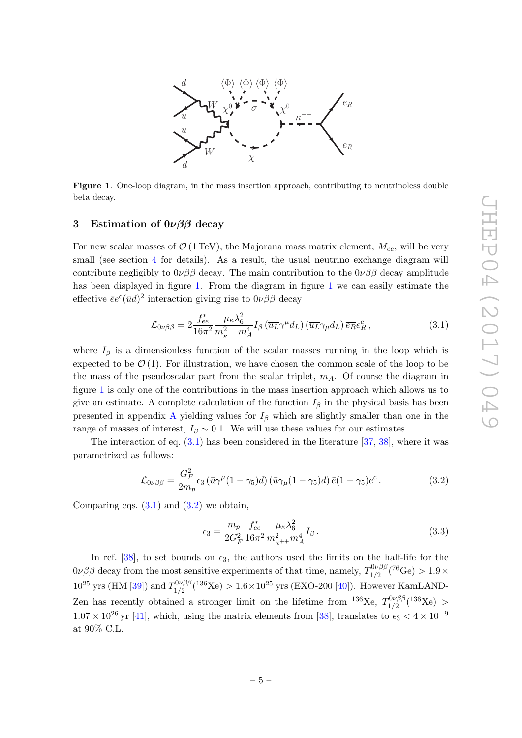**Figure 1**. One-loop diagram, in the mass insertion approach, contributing to neutrinoless double beta decay.

## 3 Estimation of $0\nu\beta\beta$ decay

For new scalar masses of $\mathcal{O}(1\,\text{TeV})$, the Majorana mass matrix element, $M_{ee}$, will be very small (see section 4 for details). As a result, the usual neutrino exchange diagram will contribute negligibly to $0\nu\beta\beta$ decay. The main contribution to the $0\nu\beta\beta$ decay amplitude has been displayed in figure 1. From the diagram in figure 1 we can easily estimate the effective $\bar{e}e^c(\bar{u}d)^2$ interaction giving rise to $0\nu\beta\beta$ decay

$$\mathcal{L}_{0\nu\beta\beta} = 2\frac{f_{ee}^*}{16\pi^2}\frac{\mu_\kappa \lambda_6^2}{m_{\kappa^{++}}^2 m_A^4} I_\beta \left(\overline{u_L}\gamma^\mu d_L\right)\left(\overline{u_L}\gamma_\mu d_L\right)\overline{e_R}e_R^c\,, \tag{3.1}$$

where $I_\beta$ is a dimensionless function of the scalar masses running in the loop which is expected to be $\mathcal{O}(1)$. For illustration, we have chosen the common scale of the loop to be the mass of the pseudoscalar part from the scalar triplet, $m_A$. Of course the diagram in figure 1 is only one of the contributions in the mass insertion approach which allows us to give an estimate. A complete calculation of the function $I_\beta$ in the physical basis has been presented in appendix A yielding values for $I_\beta$ which are slightly smaller than one in the range of masses of interest, $I_\beta \sim 0.1$. We will use these values for our estimates.

The interaction of eq. (3.1) has been considered in the literature [37, 38], where it was parametrized as follows:

$$\mathcal{L}_{0\nu\beta\beta} = \frac{G_F^2}{2m_p}\epsilon_3 \left(\bar{u}\gamma^\mu(1-\gamma_5)d\right)\left(\bar{u}\gamma_\mu(1-\gamma_5)d\right)\bar{e}(1-\gamma_5)e^c\,. \tag{3.2}$$

Comparing eqs. (3.1) and (3.2) we obtain,

$$\epsilon_3 = \frac{m_p}{2G_F^2}\frac{f_{ee}^*}{16\pi^2}\frac{\mu_\kappa \lambda_6^2}{m_{\kappa^{++}}^2 m_A^4} I_\beta\,. \tag{3.3}$$

In ref. [38], to set bounds on $\epsilon_3$, the authors used the limits on the half-life for the $0\nu\beta\beta$ decay from the most sensitive experiments of that time, namely, $T_{1/2}^{0\nu\beta\beta}(^{76}\text{Ge}) > 1.9\times 10^{25}$ yrs (HM [39]) and $T_{1/2}^{0\nu\beta\beta}(^{136}\text{Xe}) > 1.6\times 10^{25}$ yrs (EXO-200 [40]). However KamLAND-Zen has recently obtained a stronger limit on the lifetime from $^{136}$Xe, $T_{1/2}^{0\nu\beta\beta}(^{136}\text{Xe}) > 1.07\times 10^{26}$ yr [41], which, using the matrix elements from [38], translates to $\epsilon_3 < 4\times 10^{-9}$ at 90% C.L.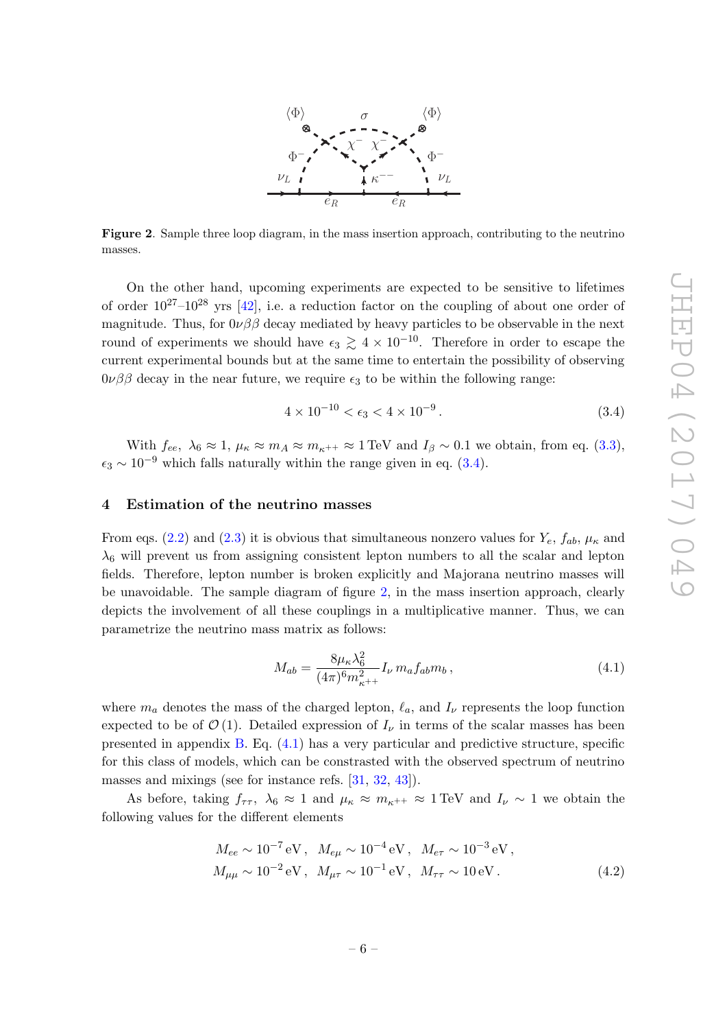**Figure 2**. Sample three loop diagram, in the mass insertion approach, contributing to the neutrino masses.

On the other hand, upcoming experiments are expected to be sensitive to lifetimes of order $10^{27}$–$10^{28}$ yrs [42], i.e. a reduction factor on the coupling of about one order of magnitude. Thus, for $0\nu\beta\beta$ decay mediated by heavy particles to be observable in the next round of experiments we should have $\epsilon_3 \gtrsim 4 \times 10^{-10}$. Therefore in order to escape the current experimental bounds but at the same time to entertain the possibility of observing $0\nu\beta\beta$ decay in the near future, we require $\epsilon_3$ to be within the following range:

$$4 \times 10^{-10} < \epsilon_3 < 4 \times 10^{-9} \,. \tag{3.4}$$

With $f_{ee}$, $\lambda_6 \approx 1$, $\mu_\kappa \approx m_A \approx m_{\kappa^{++}} \approx 1\,\text{TeV}$ and $I_\beta \sim 0.1$ we obtain, from eq. (3.3), $\epsilon_3 \sim 10^{-9}$ which falls naturally within the range given in eq. (3.4).

## 4 Estimation of the neutrino masses

From eqs. (2.2) and (2.3) it is obvious that simultaneous nonzero values for $Y_e$, $f_{ab}$, $\mu_\kappa$ and $\lambda_6$ will prevent us from assigning consistent lepton numbers to all the scalar and lepton fields. Therefore, lepton number is broken explicitly and Majorana neutrino masses will be unavoidable. The sample diagram of figure 2, in the mass insertion approach, clearly depicts the involvement of all these couplings in a multiplicative manner. Thus, we can parametrize the neutrino mass matrix as follows:

$$M_{ab} = \frac{8\mu_\kappa \lambda_6^2}{(4\pi)^6 m_{\kappa^{++}}^2} I_\nu \, m_a f_{ab} m_b \,, \tag{4.1}$$

where $m_a$ denotes the mass of the charged lepton, $\ell_a$, and $I_\nu$ represents the loop function expected to be of $\mathcal{O}(1)$. Detailed expression of $I_\nu$ in terms of the scalar masses has been presented in appendix B. Eq. (4.1) has a very particular and predictive structure, specific for this class of models, which can be constrasted with the observed spectrum of neutrino masses and mixings (see for instance refs. [31, 32, 43]).

As before, taking $f_{\tau\tau}$, $\lambda_6 \approx 1$ and $\mu_\kappa \approx m_{\kappa^{++}} \approx 1\,\text{TeV}$ and $I_\nu \sim 1$ we obtain the following values for the different elements

$$\begin{aligned} &M_{ee} \sim 10^{-7}\,\text{eV}\,, \quad M_{e\mu} \sim 10^{-4}\,\text{eV}\,, \quad M_{e\tau} \sim 10^{-3}\,\text{eV}\,, \\ &M_{\mu\mu} \sim 10^{-2}\,\text{eV}\,, \quad M_{\mu\tau} \sim 10^{-1}\,\text{eV}\,, \quad M_{\tau\tau} \sim 10\,\text{eV}\,. \end{aligned} \tag{4.2}$$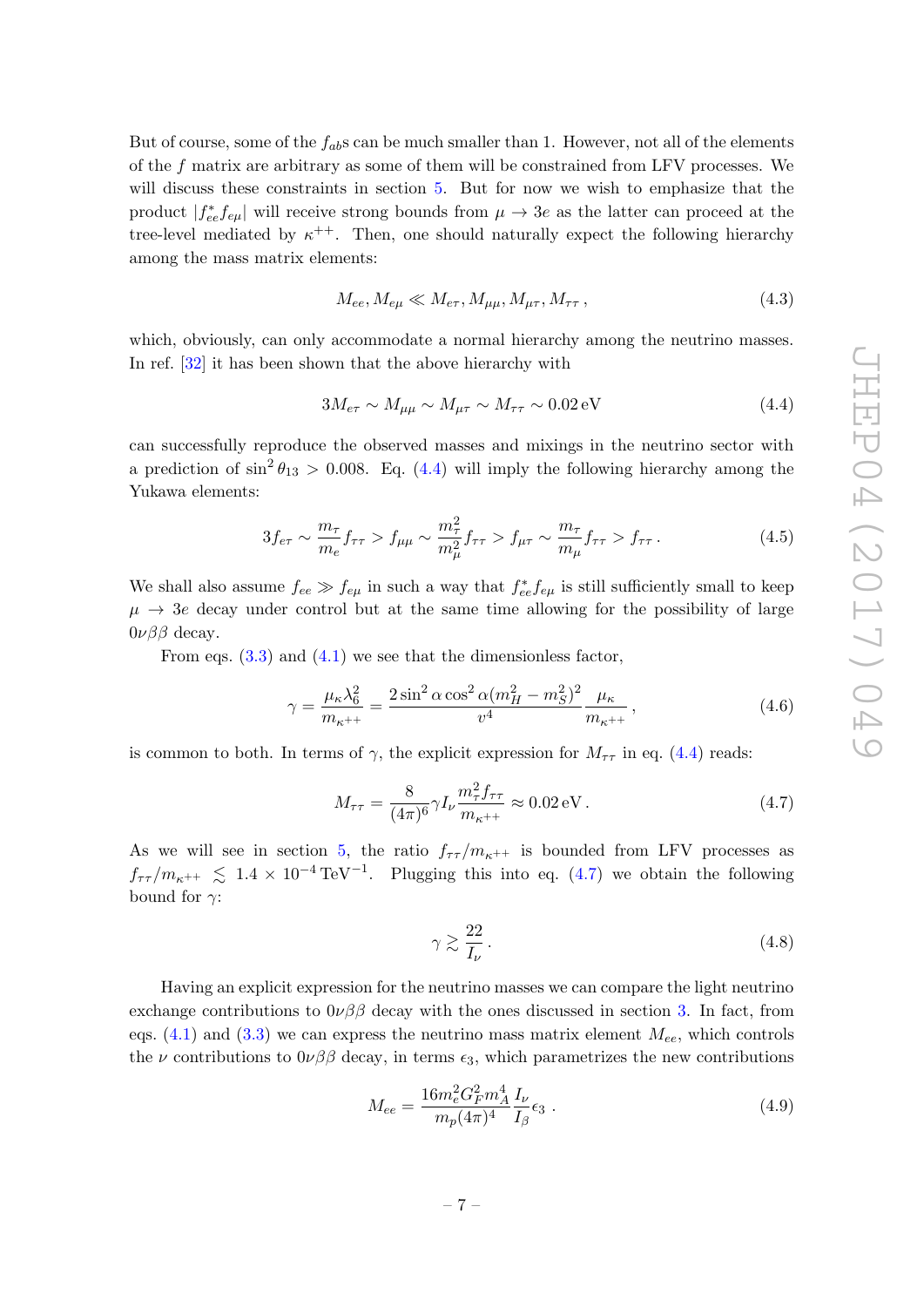But of course, some of the $f_{ab}$s can be much smaller than 1. However, not all of the elements of the $f$ matrix are arbitrary as some of them will be constrained from LFV processes. We will discuss these constraints in section 5. But for now we wish to emphasize that the product $|f_{ee}^* f_{e\mu}|$ will receive strong bounds from $\mu \to 3e$ as the latter can proceed at the tree-level mediated by $\kappa^{++}$. Then, one should naturally expect the following hierarchy among the mass matrix elements:

$$M_{ee}, M_{e\mu} \ll M_{e\tau}, M_{\mu\mu}, M_{\mu\tau}, M_{\tau\tau}\,, \tag{4.3}$$

which, obviously, can only accommodate a normal hierarchy among the neutrino masses. In ref. [32] it has been shown that the above hierarchy with

$$3M_{e\tau} \sim M_{\mu\mu} \sim M_{\mu\tau} \sim M_{\tau\tau} \sim 0.02\,\text{eV} \tag{4.4}$$

can successfully reproduce the observed masses and mixings in the neutrino sector with a prediction of $\sin^2\theta_{13} > 0.008$. Eq. (4.4) will imply the following hierarchy among the Yukawa elements:

$$3f_{e\tau} \sim \frac{m_\tau}{m_e} f_{\tau\tau} > f_{\mu\mu} \sim \frac{m_\tau^2}{m_\mu^2} f_{\tau\tau} > f_{\mu\tau} \sim \frac{m_\tau}{m_\mu} f_{\tau\tau} > f_{\tau\tau}\,. \tag{4.5}$$

We shall also assume $f_{ee} \gg f_{e\mu}$ in such a way that $f_{ee}^* f_{e\mu}$ is still sufficiently small to keep $\mu \to 3e$ decay under control but at the same time allowing for the possibility of large $0\nu\beta\beta$ decay.

From eqs. (3.3) and (4.1) we see that the dimensionless factor,

$$\gamma = \frac{\mu_\kappa \lambda_6^2}{m_{\kappa^{++}}} = \frac{2\sin^2\alpha\cos^2\alpha(m_H^2 - m_S^2)^2}{v^4}\frac{\mu_\kappa}{m_{\kappa^{++}}}\,, \tag{4.6}$$

is common to both. In terms of $\gamma$, the explicit expression for $M_{\tau\tau}$ in eq. (4.4) reads:

$$M_{\tau\tau} = \frac{8}{(4\pi)^6}\gamma I_\nu \frac{m_\tau^2 f_{\tau\tau}}{m_{\kappa^{++}}} \approx 0.02\,\text{eV}\,. \tag{4.7}$$

As we will see in section 5, the ratio $f_{\tau\tau}/m_{\kappa^{++}}$ is bounded from LFV processes as $f_{\tau\tau}/m_{\kappa^{++}} \lesssim 1.4 \times 10^{-4}\,\text{TeV}^{-1}$. Plugging this into eq. (4.7) we obtain the following bound for $\gamma$:

$$\gamma \gtrsim \frac{22}{I_\nu}\,. \tag{4.8}$$

Having an explicit expression for the neutrino masses we can compare the light neutrino exchange contributions to $0\nu\beta\beta$ decay with the ones discussed in section 3. In fact, from eqs. (4.1) and (3.3) we can express the neutrino mass matrix element $M_{ee}$, which controls the $\nu$ contributions to $0\nu\beta\beta$ decay, in terms $\epsilon_3$, which parametrizes the new contributions

$$M_{ee} = \frac{16 m_e^2 G_F^2 m_A^4}{m_p (4\pi)^4}\frac{I_\nu}{I_\beta}\epsilon_3\,. \tag{4.9}$$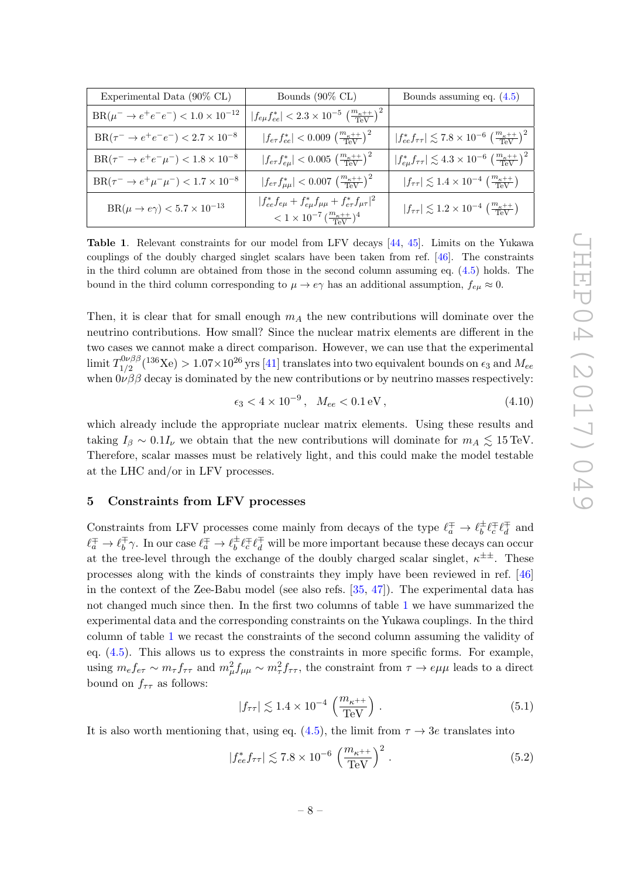| Experimental Data (90% CL) | Bounds (90% CL) | Bounds assuming eq. (4.5) |
|---|---|---|
| $\mathrm{BR}(\mu^- \to e^+e^-e^-) < 1.0 \times 10^{-12}$ | $\lvert f_{e\mu} f_{ee}^* \rvert < 2.3 \times 10^{-5} \left(\frac{m_{\kappa^{++}}}{\mathrm{TeV}}\right)^2$ | |
| $\mathrm{BR}(\tau^- \to e^+e^-e^-) < 2.7 \times 10^{-8}$ | $\lvert f_{e\tau} f_{ee}^* \rvert < 0.009 \left(\frac{m_{\kappa^{++}}}{\mathrm{TeV}}\right)^2$ | $\lvert f_{ee}^* f_{\tau\tau} \rvert \lesssim 7.8 \times 10^{-6} \left(\frac{m_{\kappa^{++}}}{\mathrm{TeV}}\right)^2$ |
| $\mathrm{BR}(\tau^- \to e^+e^-\mu^-) < 1.8 \times 10^{-8}$ | $\lvert f_{e\tau} f_{e\mu}^* \rvert < 0.005 \left(\frac{m_{\kappa^{++}}}{\mathrm{TeV}}\right)^2$ | $\lvert f_{e\mu}^* f_{\tau\tau} \rvert \lesssim 4.3 \times 10^{-6} \left(\frac{m_{\kappa^{++}}}{\mathrm{TeV}}\right)^2$ |
| $\mathrm{BR}(\tau^- \to e^+\mu^-\mu^-) < 1.7 \times 10^{-8}$ | $\lvert f_{e\tau} f_{\mu\mu}^* \rvert < 0.007 \left(\frac{m_{\kappa^{++}}}{\mathrm{TeV}}\right)^2$ | $\lvert f_{\tau\tau} \rvert \lesssim 1.4 \times 10^{-4} \left(\frac{m_{\kappa^{++}}}{\mathrm{TeV}}\right)$ |
| $\mathrm{BR}(\mu \to e\gamma) < 5.7 \times 10^{-13}$ | $\lvert f_{ee}^* f_{e\mu} + f_{e\mu}^* f_{\mu\mu} + f_{e\tau}^* f_{\mu\tau} \rvert^2 < 1 \times 10^{-7} \left(\frac{m_{\kappa^{++}}}{\mathrm{TeV}}\right)^4$ | $\lvert f_{\tau\tau} \rvert \lesssim 1.2 \times 10^{-4} \left(\frac{m_{\kappa^{++}}}{\mathrm{TeV}}\right)$ |

**Table 1**. Relevant constraints for our model from LFV decays [44, 45]. Limits on the Yukawa couplings of the doubly charged singlet scalars have been taken from ref. [46]. The constraints in the third column are obtained from those in the second column assuming eq. (4.5) holds. The bound in the third column corresponding to $\mu \to e\gamma$ has an additional assumption, $f_{e\mu} \approx 0$.

Then, it is clear that for small enough $m_A$ the new contributions will dominate over the neutrino contributions. How small? Since the nuclear matrix elements are different in the two cases we cannot make a direct comparison. However, we can use that the experimental limit $T_{1/2}^{0\nu\beta\beta}(^{136}\mathrm{Xe}) > 1.07 \times 10^{26}$ yrs [41] translates into two equivalent bounds on $\epsilon_3$ and $M_{ee}$ when $0\nu\beta\beta$ decay is dominated by the new contributions or by neutrino masses respectively:

$$\epsilon_3 < 4 \times 10^{-9}\,, \quad M_{ee} < 0.1\,\mathrm{eV}\,, \tag{4.10}$$

which already include the appropriate nuclear matrix elements. Using these results and taking $I_\beta \sim 0.1 I_\nu$ we obtain that the new contributions will dominate for $m_A \lesssim 15\,\mathrm{TeV}$. Therefore, scalar masses must be relatively light, and this could make the model testable at the LHC and/or in LFV processes.

## 5 Constraints from LFV processes

Constraints from LFV processes come mainly from decays of the type $\ell_a^\mp \to \ell_b^\pm \ell_c^\mp \ell_d^\mp$ and $\ell_a^\mp \to \ell_b^\mp \gamma$. In our case $\ell_a^\mp \to \ell_b^\pm \ell_c^\mp \ell_d^\mp$ will be more important because these decays can occur at the tree-level through the exchange of the doubly charged scalar singlet, $\kappa^{\pm\pm}$. These processes along with the kinds of constraints they imply have been reviewed in ref. [46] in the context of the Zee-Babu model (see also refs. [35, 47]). The experimental data has not changed much since then. In the first two columns of table 1 we have summarized the experimental data and the corresponding constraints on the Yukawa couplings. In the third column of table 1 we recast the constraints of the second column assuming the validity of eq. (4.5). This allows us to express the constraints in more specific forms. For example, using $m_e f_{e\tau} \sim m_\tau f_{\tau\tau}$ and $m_\mu^2 f_{\mu\mu} \sim m_\tau^2 f_{\tau\tau}$, the constraint from $\tau \to e\mu\mu$ leads to a direct bound on $f_{\tau\tau}$ as follows:

$$|f_{\tau\tau}| \lesssim 1.4 \times 10^{-4} \left(\frac{m_{\kappa^{++}}}{\mathrm{TeV}}\right). \tag{5.1}$$

It is also worth mentioning that, using eq. (4.5), the limit from $\tau \to 3e$ translates into

$$|f_{ee}^* f_{\tau\tau}| \lesssim 7.8 \times 10^{-6} \left(\frac{m_{\kappa^{++}}}{\mathrm{TeV}}\right)^2. \tag{5.2}$$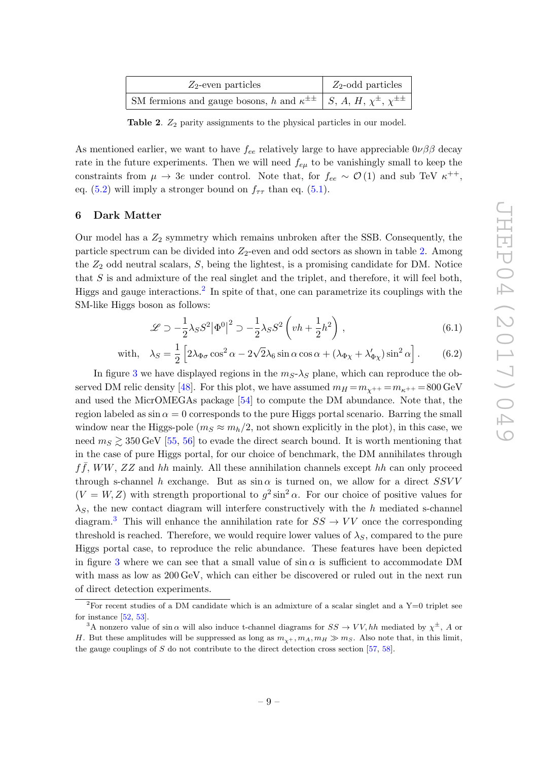| $Z_2$-even particles | $Z_2$-odd particles |
|---|---|
| SM fermions and gauge bosons, $h$ and $\kappa^{\pm\pm}$ | $S$, $A$, $H$, $\chi^{\pm}$, $\chi^{\pm\pm}$ |

**Table 2**. $Z_2$ parity assignments to the physical particles in our model.

As mentioned earlier, we want to have $f_{ee}$ relatively large to have appreciable $0\nu\beta\beta$ decay rate in the future experiments. Then we will need $f_{e\mu}$ to be vanishingly small to keep the constraints from $\mu \to 3e$ under control. Note that, for $f_{ee} \sim \mathcal{O}(1)$ and sub TeV $\kappa^{++}$, eq. (5.2) will imply a stronger bound on $f_{\tau\tau}$ than eq. (5.1).

## 6 Dark Matter

Our model has a $Z_2$ symmetry which remains unbroken after the SSB. Consequently, the particle spectrum can be divided into $Z_2$-even and odd sectors as shown in table 2. Among the $Z_2$ odd neutral scalars, $S$, being the lightest, is a promising candidate for DM. Notice that $S$ is and admixture of the real singlet and the triplet, and therefore, it will feel both, Higgs and gauge interactions.[2] In spite of that, one can parametrize its couplings with the SM-like Higgs boson as follows:

$$\mathscr{L} \supset -\frac{1}{2}\lambda_S S^2 \left|\Phi^0\right|^2 \supset -\frac{1}{2}\lambda_S S^2 \left(vh + \frac{1}{2}h^2\right), \tag{6.1}$$

$$\text{with,} \quad \lambda_S = \frac{1}{2}\left[2\lambda_{\Phi\sigma}\cos^2\alpha - 2\sqrt{2}\lambda_6 \sin\alpha\cos\alpha + (\lambda_{\Phi\chi} + \lambda'_{\Phi\chi})\sin^2\alpha\right]. \tag{6.2}$$

In figure 3 we have displayed regions in the $m_S$-$\lambda_S$ plane, which can reproduce the observed DM relic density [48]. For this plot, we have assumed $m_H = m_{\chi^{++}} = m_{\kappa^{++}} = 800\,\text{GeV}$ and used the MicrOMEGAs package [54] to compute the DM abundance. Note that, the region labeled as $\sin\alpha = 0$ corresponds to the pure Higgs portal scenario. Barring the small window near the Higgs-pole ($m_S \approx m_h/2$, not shown explicitly in the plot), in this case, we need $m_S \gtrsim 350\,\text{GeV}$ [55, 56] to evade the direct search bound. It is worth mentioning that in the case of pure Higgs portal, for our choice of benchmark, the DM annihilates through $f\bar{f}$, $WW$, $ZZ$ and $hh$ mainly. All these annihilation channels except $hh$ can only proceed through s-channel $h$ exchange. But as $\sin\alpha$ is turned on, we allow for a direct $SSVV$ ($V = W, Z$) with strength proportional to $g^2\sin^2\alpha$. For our choice of positive values for $\lambda_S$, the new contact diagram will interfere constructively with the $h$ mediated s-channel diagram.[3] This will enhance the annihilation rate for $SS \to VV$ once the corresponding threshold is reached. Therefore, we would require lower values of $\lambda_S$, compared to the pure Higgs portal case, to reproduce the relic abundance. These features have been depicted in figure 3 where we can see that a small value of $\sin\alpha$ is sufficient to accommodate DM with mass as low as 200 GeV, which can either be discovered or ruled out in the next run of direct detection experiments.

[2] For recent studies of a DM candidate which is an admixture of a scalar singlet and a Y=0 triplet see for instance [52, 53].

[3] A nonzero value of $\sin\alpha$ will also induce t-channel diagrams for $SS \to VV, hh$ mediated by $\chi^{\pm}$, $A$ or $H$. But these amplitudes will be suppressed as long as $m_{\chi^+}, m_A, m_H \gg m_S$. Also note that, in this limit, the gauge couplings of $S$ do not contribute to the direct detection cross section [57, 58].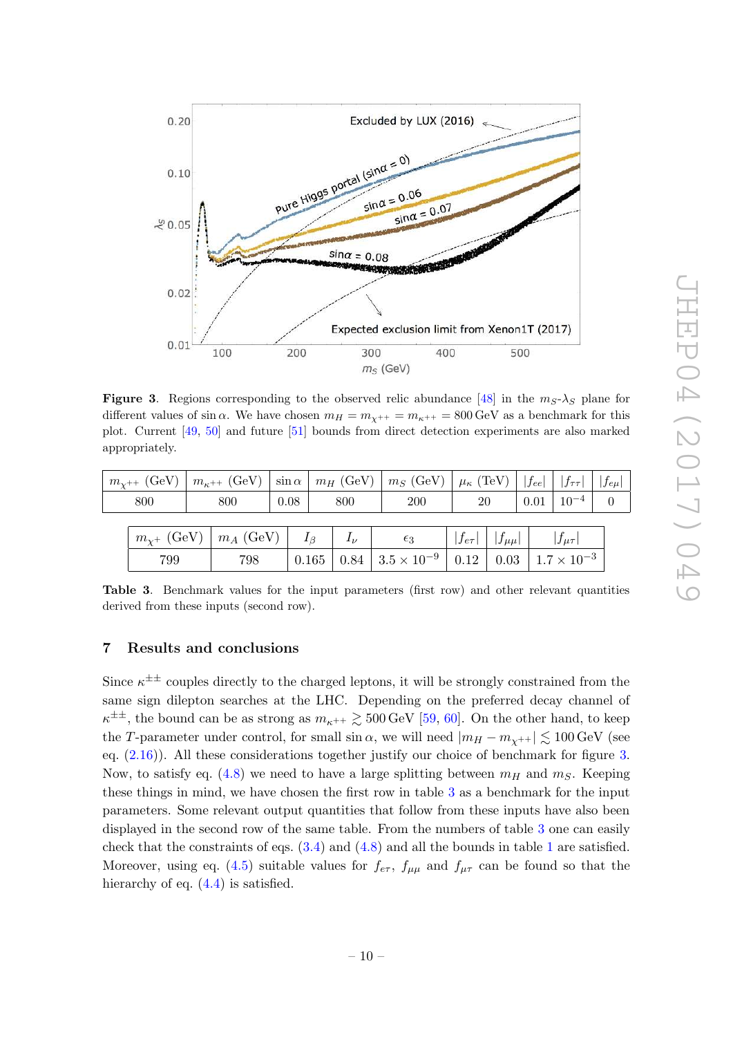**Figure 3**. Regions corresponding to the observed relic abundance [48] in the $m_S$-$\lambda_S$ plane for different values of $\sin\alpha$. We have chosen $m_H = m_{\chi^{++}} = m_{\kappa^{++}} = 800\,\text{GeV}$ as a benchmark for this plot. Current [49, 50] and future [51] bounds from direct detection experiments are also marked appropriately.

| $m_{\chi^{++}}$ (GeV) | $m_{\kappa^{++}}$ (GeV) | $\sin\alpha$ | $m_H$ (GeV) | $m_S$ (GeV) | $\mu_\kappa$ (TeV) | $\lvert f_{ee}\rvert$ | $\lvert f_{\tau\tau}\rvert$ | $\lvert f_{e\mu}\rvert$ |
|---|---|---|---|---|---|---|---|---|
| 800 | 800 | 0.08 | 800 | 200 | 20 | 0.01 | $10^{-4}$ | 0 |

| $m_{\chi^+}$ (GeV) | $m_A$ (GeV) | $I_\beta$ | $I_\nu$ | $\epsilon_3$ | $\lvert f_{e\tau}\rvert$ | $\lvert f_{\mu\mu}\rvert$ | $\lvert f_{\mu\tau}\rvert$ |
|---|---|---|---|---|---|---|---|
| 799 | 798 | 0.165 | 0.84 | $3.5\times10^{-9}$ | 0.12 | 0.03 | $1.7\times10^{-3}$ |

**Table 3**. Benchmark values for the input parameters (first row) and other relevant quantities derived from these inputs (second row).

## 7 Results and conclusions

Since $\kappa^{\pm\pm}$ couples directly to the charged leptons, it will be strongly constrained from the same sign dilepton searches at the LHC. Depending on the preferred decay channel of $\kappa^{\pm\pm}$, the bound can be as strong as $m_{\kappa^{++}} \gtrsim 500\,\text{GeV}$ [59, 60]. On the other hand, to keep the $T$-parameter under control, for small $\sin\alpha$, we will need $|m_H - m_{\chi^{++}}| \lesssim 100\,\text{GeV}$ (see eq. (2.16)). All these considerations together justify our choice of benchmark for figure 3. Now, to satisfy eq. (4.8) we need to have a large splitting between $m_H$ and $m_S$. Keeping these things in mind, we have chosen the first row in table 3 as a benchmark for the input parameters. Some relevant output quantities that follow from these inputs have also been displayed in the second row of the same table. From the numbers of table 3 one can easily check that the constraints of eqs. (3.4) and (4.8) and all the bounds in table 1 are satisfied. Moreover, using eq. (4.5) suitable values for $f_{e\tau}$, $f_{\mu\mu}$ and $f_{\mu\tau}$ can be found so that the hierarchy of eq. (4.4) is satisfied.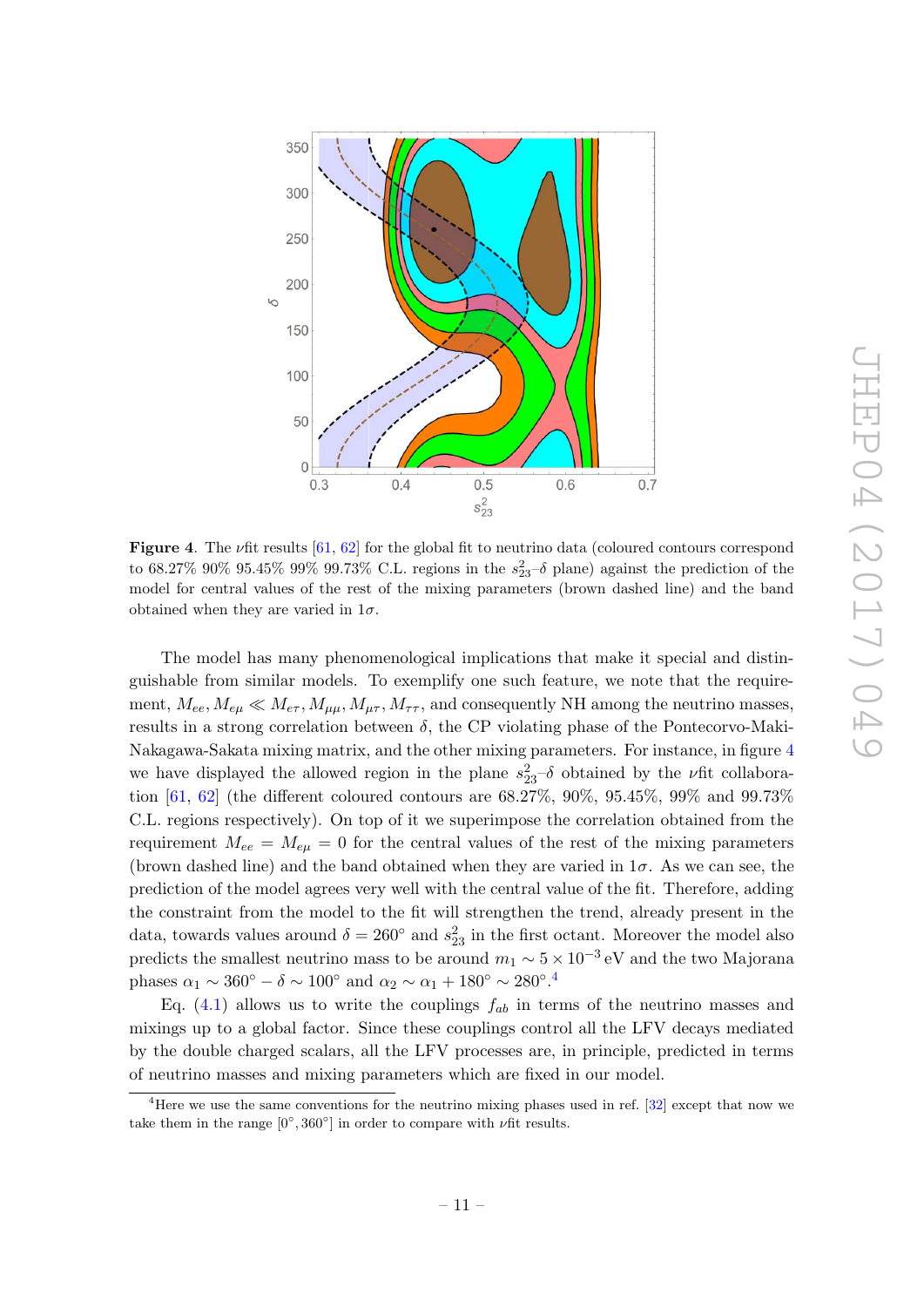**Figure 4**. The $\nu$fit results [61, 62] for the global fit to neutrino data (coloured contours correspond to 68.27% 90% 95.45% 99% 99.73% C.L. regions in the $s_{23}^2$–$\delta$ plane) against the prediction of the model for central values of the rest of the mixing parameters (brown dashed line) and the band obtained when they are varied in $1\sigma$.

The model has many phenomenological implications that make it special and distinguishable from similar models. To exemplify one such feature, we note that the requirement, $M_{ee}, M_{e\mu} \ll M_{e\tau}, M_{\mu\mu}, M_{\mu\tau}, M_{\tau\tau}$, and consequently NH among the neutrino masses, results in a strong correlation between $\delta$, the CP violating phase of the Pontecorvo-Maki-Nakagawa-Sakata mixing matrix, and the other mixing parameters. For instance, in figure 4 we have displayed the allowed region in the plane $s_{23}^2$–$\delta$ obtained by the $\nu$fit collaboration [61, 62] (the different coloured contours are 68.27%, 90%, 95.45%, 99% and 99.73% C.L. regions respectively). On top of it we superimpose the correlation obtained from the requirement $M_{ee} = M_{e\mu} = 0$ for the central values of the rest of the mixing parameters (brown dashed line) and the band obtained when they are varied in $1\sigma$. As we can see, the prediction of the model agrees very well with the central value of the fit. Therefore, adding the constraint from the model to the fit will strengthen the trend, already present in the data, towards values around $\delta = 260^\circ$ and $s_{23}^2$ in the first octant. Moreover the model also predicts the smallest neutrino mass to be around $m_1 \sim 5 \times 10^{-3}\,$eV and the two Majorana phases $\alpha_1 \sim 360^\circ - \delta \sim 100^\circ$ and $\alpha_2 \sim \alpha_1 + 180^\circ \sim 280^\circ$.[4]

Eq. (4.1) allows us to write the couplings $f_{ab}$ in terms of the neutrino masses and mixings up to a global factor. Since these couplings control all the LFV decays mediated by the double charged scalars, all the LFV processes are, in principle, predicted in terms of neutrino masses and mixing parameters which are fixed in our model.

[4]Here we use the same conventions for the neutrino mixing phases used in ref. [32] except that now we take them in the range $[0^\circ, 360^\circ]$ in order to compare with $\nu$fit results.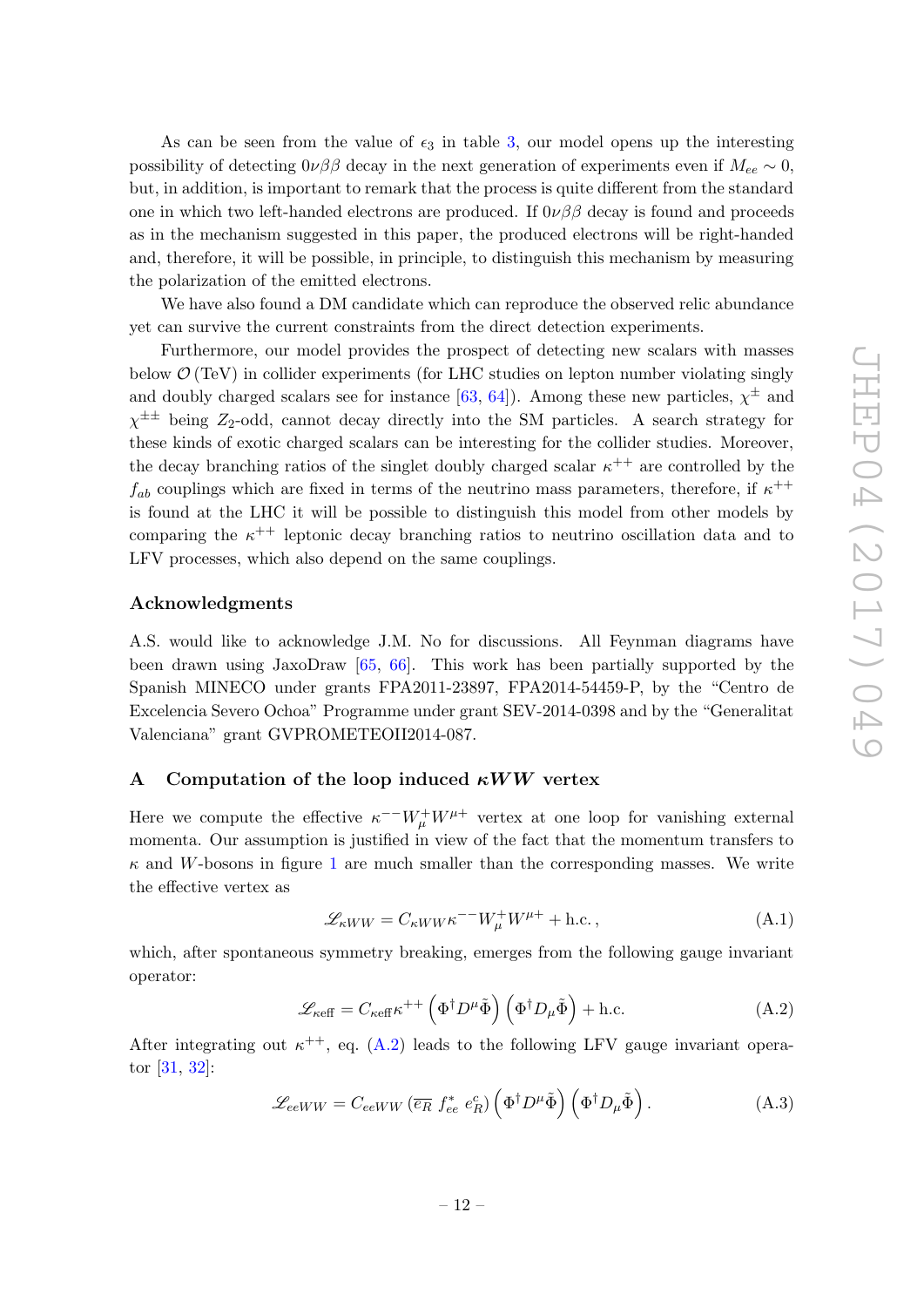As can be seen from the value of $\epsilon_3$ in table 3, our model opens up the interesting possibility of detecting $0\nu\beta\beta$ decay in the next generation of experiments even if $M_{ee} \sim 0$, but, in addition, is important to remark that the process is quite different from the standard one in which two left-handed electrons are produced. If $0\nu\beta\beta$ decay is found and proceeds as in the mechanism suggested in this paper, the produced electrons will be right-handed and, therefore, it will be possible, in principle, to distinguish this mechanism by measuring the polarization of the emitted electrons.

We have also found a DM candidate which can reproduce the observed relic abundance yet can survive the current constraints from the direct detection experiments.

Furthermore, our model provides the prospect of detecting new scalars with masses below $\mathcal{O}\,(\mathrm{TeV})$ in collider experiments (for LHC studies on lepton number violating singly and doubly charged scalars see for instance [63, 64]). Among these new particles, $\chi^{\pm}$ and $\chi^{\pm\pm}$ being $Z_2$-odd, cannot decay directly into the SM particles. A search strategy for these kinds of exotic charged scalars can be interesting for the collider studies. Moreover, the decay branching ratios of the singlet doubly charged scalar $\kappa^{++}$ are controlled by the $f_{ab}$ couplings which are fixed in terms of the neutrino mass parameters, therefore, if $\kappa^{++}$ is found at the LHC it will be possible to distinguish this model from other models by comparing the $\kappa^{++}$ leptonic decay branching ratios to neutrino oscillation data and to LFV processes, which also depend on the same couplings.

## Acknowledgments

A.S. would like to acknowledge J.M. No for discussions. All Feynman diagrams have been drawn using JaxoDraw [65, 66]. This work has been partially supported by the Spanish MINECO under grants FPA2011-23897, FPA2014-54459-P, by the "Centro de Excelencia Severo Ochoa" Programme under grant SEV-2014-0398 and by the "Generalitat Valenciana" grant GVPROMETEOII2014-087.

## A Computation of the loop induced $\kappa WW$ vertex

Here we compute the effective $\kappa^{--}W^{+}_{\mu}W^{\mu+}$ vertex at one loop for vanishing external momenta. Our assumption is justified in view of the fact that the momentum transfers to $\kappa$ and $W$-bosons in figure 1 are much smaller than the corresponding masses. We write the effective vertex as

$$\mathscr{L}_{\kappa WW} = C_{\kappa WW}\,\kappa^{--}W^{+}_{\mu}W^{\mu+} + \text{h.c.}\,, \tag{A.1}$$

which, after spontaneous symmetry breaking, emerges from the following gauge invariant operator:

$$\mathscr{L}_{\kappa\mathrm{eff}} = C_{\kappa\mathrm{eff}}\,\kappa^{++}\left(\Phi^{\dagger}D^{\mu}\tilde{\Phi}\right)\left(\Phi^{\dagger}D_{\mu}\tilde{\Phi}\right) + \text{h.c.} \tag{A.2}$$

After integrating out $\kappa^{++}$, eq. (A.2) leads to the following LFV gauge invariant operator [31, 32]:

$$\mathscr{L}_{eeWW} = C_{eeWW}\,(\overline{e_R}\;f^{*}_{ee}\;e^{c}_{R})\left(\Phi^{\dagger}D^{\mu}\tilde{\Phi}\right)\left(\Phi^{\dagger}D_{\mu}\tilde{\Phi}\right). \tag{A.3}$$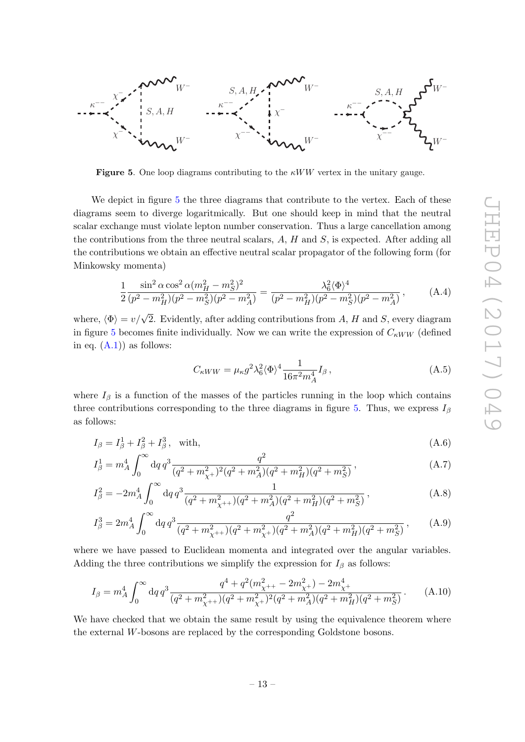**Figure 5**. One loop diagrams contributing to the $\kappa WW$ vertex in the unitary gauge.

We depict in figure 5 the three diagrams that contribute to the vertex. Each of these diagrams seem to diverge logaritmically. But one should keep in mind that the neutral scalar exchange must violate lepton number conservation. Thus a large cancellation among the contributions from the three neutral scalars, $A$, $H$ and $S$, is expected. After adding all the contributions we obtain an effective neutral scalar propagator of the following form (for Minkowsky momenta)

$$\frac{1}{2}\frac{\sin^2\alpha\cos^2\alpha(m_H^2 - m_S^2)^2}{(p^2 - m_H^2)(p^2 - m_S^2)(p^2 - m_A^2)} = \frac{\lambda_6^2\langle\Phi\rangle^4}{(p^2 - m_H^2)(p^2 - m_S^2)(p^2 - m_A^2)}\,, \tag{A.4}$$

where, $\langle\Phi\rangle = v/\sqrt{2}$. Evidently, after adding contributions from $A$, $H$ and $S$, every diagram in figure 5 becomes finite individually. Now we can write the expression of $C_{\kappa WW}$ (defined in eq. (A.1)) as follows:

$$C_{\kappa WW} = \mu_\kappa g^2 \lambda_6^2 \langle\Phi\rangle^4 \frac{1}{16\pi^2 m_A^4} I_\beta\,, \tag{A.5}$$

where $I_\beta$ is a function of the masses of the particles running in the loop which contains three contributions corresponding to the three diagrams in figure 5. Thus, we express $I_\beta$ as follows:

$$I_\beta = I_\beta^1 + I_\beta^2 + I_\beta^3\,, \quad \text{with,} \tag{A.6}$$

$$I_\beta^1 = m_A^4 \int_0^\infty \mathrm{d}q\, q^3 \frac{q^2}{(q^2 + m_{\chi^+}^2)^2(q^2 + m_A^2)(q^2 + m_H^2)(q^2 + m_S^2)}\,, \tag{A.7}$$

$$I_\beta^2 = -2m_A^4 \int_0^\infty \mathrm{d}q\, q^3 \frac{1}{(q^2 + m_{\chi^{++}}^2)(q^2 + m_A^2)(q^2 + m_H^2)(q^2 + m_S^2)}\,, \tag{A.8}$$

$$I_\beta^3 = 2m_A^4 \int_0^\infty \mathrm{d}q\, q^3 \frac{q^2}{(q^2 + m_{\chi^{++}}^2)(q^2 + m_{\chi^+}^2)(q^2 + m_A^2)(q^2 + m_H^2)(q^2 + m_S^2)}\,, \tag{A.9}$$

where we have passed to Euclidean momenta and integrated over the angular variables. Adding the three contributions we simplify the expression for $I_\beta$ as follows:

$$I_\beta = m_A^4 \int_0^\infty \mathrm{d}q\, q^3 \frac{q^4 + q^2(m_{\chi^{++}}^2 - 2m_{\chi^+}^2) - 2m_{\chi^+}^4}{(q^2 + m_{\chi^{++}}^2)(q^2 + m_{\chi^+}^2)^2(q^2 + m_A^2)(q^2 + m_H^2)(q^2 + m_S^2)}\,. \tag{A.10}$$

We have checked that we obtain the same result by using the equivalence theorem where the external $W$-bosons are replaced by the corresponding Goldstone bosons.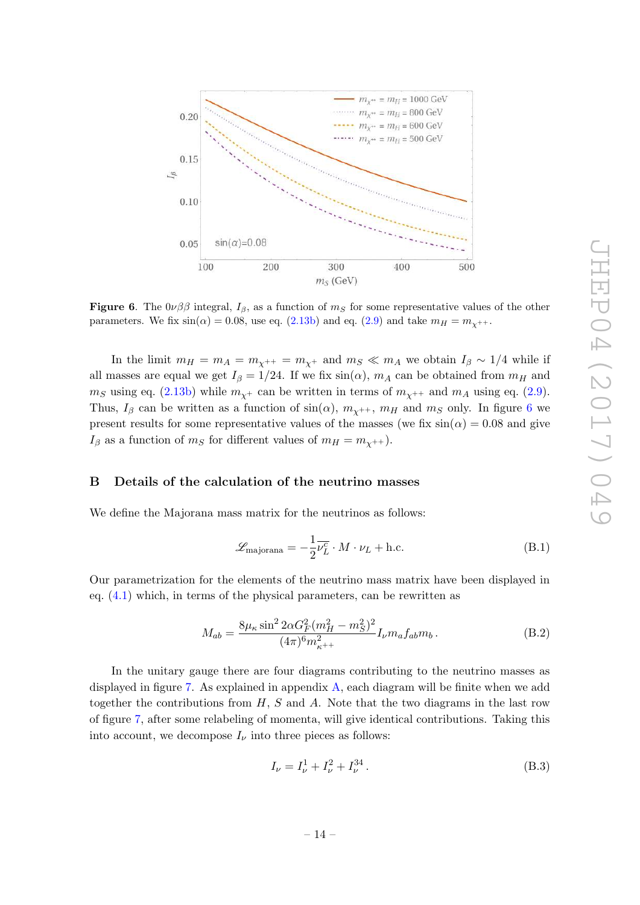**Figure 6**. The $0\nu\beta\beta$ integral, $I_\beta$, as a function of $m_S$ for some representative values of the other parameters. We fix $\sin(\alpha) = 0.08$, use eq. (2.13b) and eq. (2.9) and take $m_H = m_{\chi^{++}}$.

In the limit $m_H = m_A = m_{\chi^{++}} = m_{\chi^+}$ and $m_S \ll m_A$ we obtain $I_\beta \sim 1/4$ while if all masses are equal we get $I_\beta = 1/24$. If we fix $\sin(\alpha)$, $m_A$ can be obtained from $m_H$ and $m_S$ using eq. (2.13b) while $m_{\chi^+}$ can be written in terms of $m_{\chi^{++}}$ and $m_A$ using eq. (2.9). Thus, $I_\beta$ can be written as a function of $\sin(\alpha)$, $m_{\chi^{++}}$, $m_H$ and $m_S$ only. In figure 6 we present results for some representative values of the masses (we fix $\sin(\alpha) = 0.08$ and give $I_\beta$ as a function of $m_S$ for different values of $m_H = m_{\chi^{++}}$).

## B Details of the calculation of the neutrino masses

We define the Majorana mass matrix for the neutrinos as follows:

$$\mathscr{L}_{\text{majorana}} = -\frac{1}{2}\overline{\nu_L^c} \cdot M \cdot \nu_L + \text{h.c.} \tag{B.1}$$

Our parametrization for the elements of the neutrino mass matrix have been displayed in eq. (4.1) which, in terms of the physical parameters, can be rewritten as

$$M_{ab} = \frac{8\mu_\kappa \sin^2 2\alpha G_F^2 (m_H^2 - m_S^2)^2}{(4\pi)^6 m_{\kappa^{++}}^2} I_\nu m_a f_{ab} m_b \,. \tag{B.2}$$

In the unitary gauge there are four diagrams contributing to the neutrino masses as displayed in figure 7. As explained in appendix A, each diagram will be finite when we add together the contributions from $H$, $S$ and $A$. Note that the two diagrams in the last row of figure 7, after some relabeling of momenta, will give identical contributions. Taking this into account, we decompose $I_\nu$ into three pieces as follows:

$$I_\nu = I_\nu^1 + I_\nu^2 + I_\nu^{34} \,. \tag{B.3}$$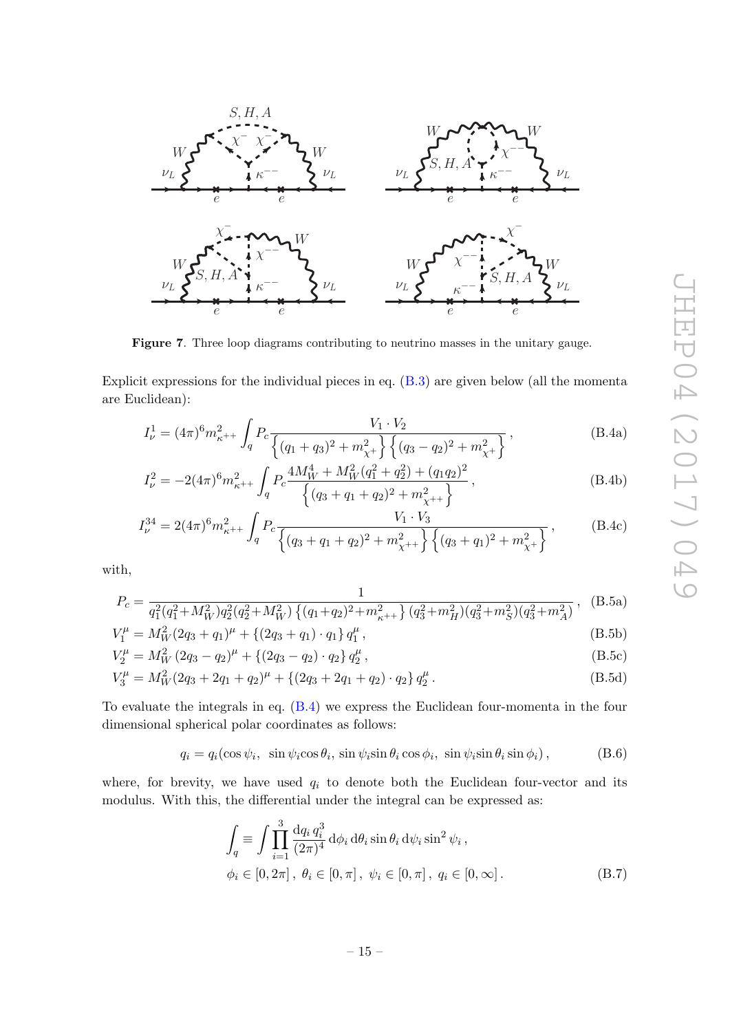**Figure 7**. Three loop diagrams contributing to neutrino masses in the unitary gauge.

Explicit expressions for the individual pieces in eq. (B.3) are given below (all the momenta are Euclidean):

$$I_\nu^1 = (4\pi)^6 m_{\kappa^{++}}^2 \int_q P_c \frac{V_1 \cdot V_2}{\left\{(q_1+q_3)^2 + m_{\chi^+}^2\right\}\left\{(q_3-q_2)^2 + m_{\chi^+}^2\right\}}\,, \tag{B.4a}$$

$$I_\nu^2 = -2(4\pi)^6 m_{\kappa^{++}}^2 \int_q P_c \frac{4M_W^4 + M_W^2(q_1^2+q_2^2) + (q_1 q_2)^2}{\left\{(q_3+q_1+q_2)^2 + m_{\chi^{++}}^2\right\}}\,, \tag{B.4b}$$

$$I_\nu^{34} = 2(4\pi)^6 m_{\kappa^{++}}^2 \int_q P_c \frac{V_1 \cdot V_3}{\left\{(q_3+q_1+q_2)^2 + m_{\chi^{++}}^2\right\}\left\{(q_3+q_1)^2 + m_{\chi^+}^2\right\}}\,, \tag{B.4c}$$

with,

$$P_c = \frac{1}{q_1^2(q_1^2+M_W^2)q_2^2(q_2^2+M_W^2)\left\{(q_1+q_2)^2+m_{\kappa^{++}}^2\right\}(q_3^2+m_H^2)(q_3^2+m_S^2)(q_3^2+m_A^2)}\,, \tag{B.5a}$$

$$V_1^\mu = M_W^2(2q_3+q_1)^\mu + \{(2q_3+q_1)\cdot q_1\}\, q_1^\mu\,, \tag{B.5b}$$

$$V_2^\mu = M_W^2\,(2q_3-q_2)^\mu + \{(2q_3-q_2)\cdot q_2\}\, q_2^\mu\,, \tag{B.5c}$$

$$V_3^\mu = M_W^2(2q_3+2q_1+q_2)^\mu + \{(2q_3+2q_1+q_2)\cdot q_2\}\, q_2^\mu\,. \tag{B.5d}$$

To evaluate the integrals in eq. (B.4) we express the Euclidean four-momenta in the four dimensional spherical polar coordinates as follows:

$$q_i = q_i(\cos\psi_i,\;\sin\psi_i\cos\theta_i,\;\sin\psi_i\sin\theta_i\cos\phi_i,\;\sin\psi_i\sin\theta_i\sin\phi_i)\,, \tag{B.6}$$

where, for brevity, we have used $q_i$ to denote both the Euclidean four-vector and its modulus. With this, the differential under the integral can be expressed as:

$$\int_q \equiv \int \prod_{i=1}^{3} \frac{\mathrm{d}q_i\, q_i^3}{(2\pi)^4}\, \mathrm{d}\phi_i\, \mathrm{d}\theta_i \sin\theta_i\, \mathrm{d}\psi_i \sin^2\psi_i\,,$$
$$\phi_i \in [0,2\pi]\,,\ \theta_i \in [0,\pi]\,,\ \psi_i \in [0,\pi]\,,\ q_i \in [0,\infty]\,. \tag{B.7}$$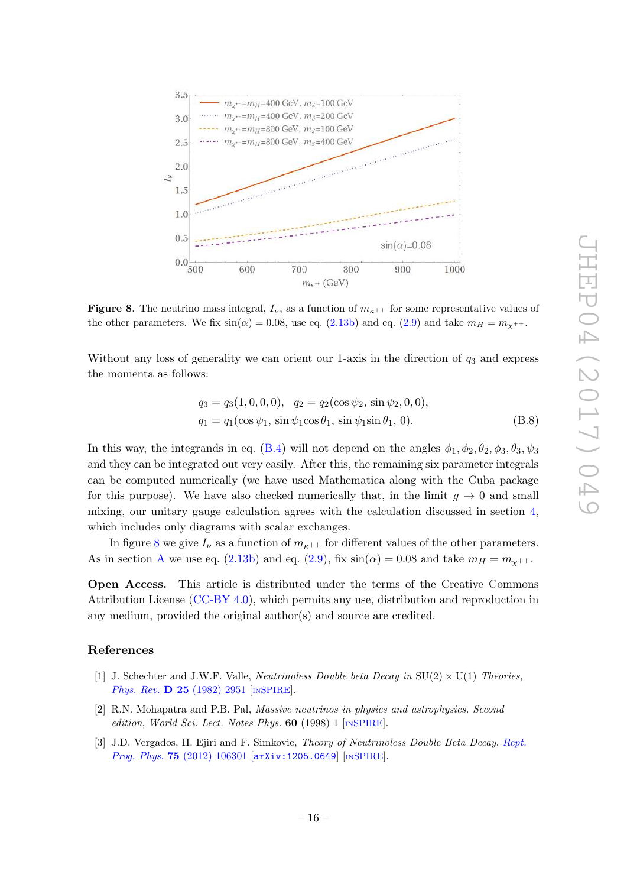**Figure 8**. The neutrino mass integral, $I_\nu$, as a function of $m_{\kappa^{++}}$ for some representative values of the other parameters. We fix $\sin(\alpha) = 0.08$, use eq. (2.13b) and eq. (2.9) and take $m_H = m_{\chi^{++}}$.

Without any loss of generality we can orient our 1-axis in the direction of $q_3$ and express the momenta as follows:

$$
\begin{aligned}
q_3 &= q_3(1, 0, 0, 0), \quad q_2 = q_2(\cos\psi_2,\, \sin\psi_2, 0, 0), \\
q_1 &= q_1(\cos\psi_1,\, \sin\psi_1 \cos\theta_1,\, \sin\psi_1 \sin\theta_1,\, 0).
\end{aligned}
\tag{B.8}
$$

In this way, the integrands in eq. (B.4) will not depend on the angles $\phi_1, \phi_2, \theta_2, \phi_3, \theta_3, \psi_3$ and they can be integrated out very easily. After this, the remaining six parameter integrals can be computed numerically (we have used Mathematica along with the Cuba package for this purpose). We have also checked numerically that, in the limit $g \to 0$ and small mixing, our unitary gauge calculation agrees with the calculation discussed in section 4, which includes only diagrams with scalar exchanges.

In figure 8 we give $I_\nu$ as a function of $m_{\kappa^{++}}$ for different values of the other parameters. As in section A we use eq. (2.13b) and eq. (2.9), fix $\sin(\alpha) = 0.08$ and take $m_H = m_{\chi^{++}}$.

**Open Access.** This article is distributed under the terms of the Creative Commons Attribution License (CC-BY 4.0), which permits any use, distribution and reproduction in any medium, provided the original author(s) and source are credited.

## References

[1] J. Schechter and J.W.F. Valle, *Neutrinoless Double beta Decay in* SU(2) × U(1) *Theories*, *Phys. Rev.* **D 25** (1982) 2951 [INSPIRE].

[2] R.N. Mohapatra and P.B. Pal, *Massive neutrinos in physics and astrophysics. Second edition*, *World Sci. Lect. Notes Phys.* **60** (1998) 1 [INSPIRE].

[3] J.D. Vergados, H. Ejiri and F. Simkovic, *Theory of Neutrinoless Double Beta Decay*, *Rept. Prog. Phys.* **75** (2012) 106301 [arXiv:1205.0649] [INSPIRE].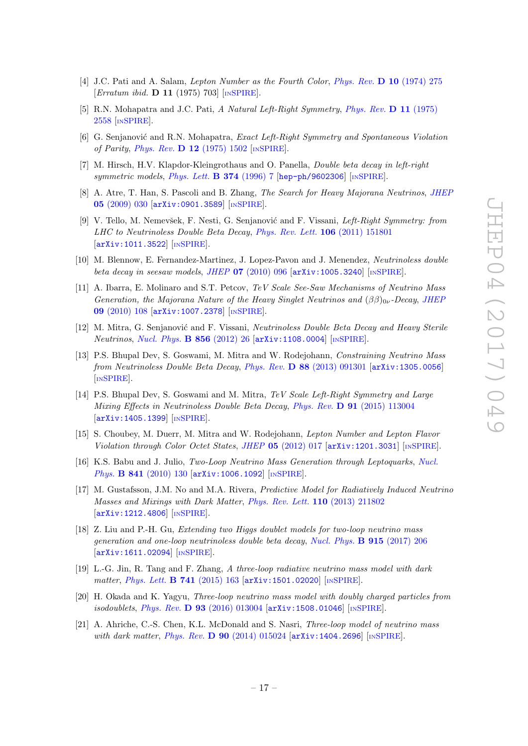- [4] J.C. Pati and A. Salam, *Lepton Number as the Fourth Color*, Phys. Rev. **D 10** (1974) 275 [*Erratum ibid.* **D 11** (1975) 703] [INSPIRE].
- [5] R.N. Mohapatra and J.C. Pati, *A Natural Left-Right Symmetry*, Phys. Rev. **D 11** (1975) 2558 [INSPIRE].
- [6] G. Senjanović and R.N. Mohapatra, *Exact Left-Right Symmetry and Spontaneous Violation of Parity*, Phys. Rev. **D 12** (1975) 1502 [INSPIRE].
- [7] M. Hirsch, H.V. Klapdor-Kleingrothaus and O. Panella, *Double beta decay in left-right symmetric models*, Phys. Lett. **B 374** (1996) 7 [hep-ph/9602306] [INSPIRE].
- [8] A. Atre, T. Han, S. Pascoli and B. Zhang, *The Search for Heavy Majorana Neutrinos*, JHEP **05** (2009) 030 [arXiv:0901.3589] [INSPIRE].
- [9] V. Tello, M. Nemevšek, F. Nesti, G. Senjanović and F. Vissani, *Left-Right Symmetry: from LHC to Neutrinoless Double Beta Decay*, Phys. Rev. Lett. **106** (2011) 151801 [arXiv:1011.3522] [INSPIRE].
- [10] M. Blennow, E. Fernandez-Martinez, J. Lopez-Pavon and J. Menendez, *Neutrinoless double beta decay in seesaw models*, JHEP **07** (2010) 096 [arXiv:1005.3240] [INSPIRE].
- [11] A. Ibarra, E. Molinaro and S.T. Petcov, *TeV Scale See-Saw Mechanisms of Neutrino Mass Generation, the Majorana Nature of the Heavy Singlet Neutrinos and $(\beta\beta)_{0\nu}$-Decay*, JHEP **09** (2010) 108 [arXiv:1007.2378] [INSPIRE].
- [12] M. Mitra, G. Senjanović and F. Vissani, *Neutrinoless Double Beta Decay and Heavy Sterile Neutrinos*, Nucl. Phys. **B 856** (2012) 26 [arXiv:1108.0004] [INSPIRE].
- [13] P.S. Bhupal Dev, S. Goswami, M. Mitra and W. Rodejohann, *Constraining Neutrino Mass from Neutrinoless Double Beta Decay*, Phys. Rev. **D 88** (2013) 091301 [arXiv:1305.0056] [INSPIRE].
- [14] P.S. Bhupal Dev, S. Goswami and M. Mitra, *TeV Scale Left-Right Symmetry and Large Mixing Effects in Neutrinoless Double Beta Decay*, Phys. Rev. **D 91** (2015) 113004 [arXiv:1405.1399] [INSPIRE].
- [15] S. Choubey, M. Duerr, M. Mitra and W. Rodejohann, *Lepton Number and Lepton Flavor Violation through Color Octet States*, JHEP **05** (2012) 017 [arXiv:1201.3031] [INSPIRE].
- [16] K.S. Babu and J. Julio, *Two-Loop Neutrino Mass Generation through Leptoquarks*, Nucl. Phys. **B 841** (2010) 130 [arXiv:1006.1092] [INSPIRE].
- [17] M. Gustafsson, J.M. No and M.A. Rivera, *Predictive Model for Radiatively Induced Neutrino Masses and Mixings with Dark Matter*, Phys. Rev. Lett. **110** (2013) 211802 [arXiv:1212.4806] [INSPIRE].
- [18] Z. Liu and P.-H. Gu, *Extending two Higgs doublet models for two-loop neutrino mass generation and one-loop neutrinoless double beta decay*, Nucl. Phys. **B 915** (2017) 206 [arXiv:1611.02094] [INSPIRE].
- [19] L.-G. Jin, R. Tang and F. Zhang, *A three-loop radiative neutrino mass model with dark matter*, Phys. Lett. **B 741** (2015) 163 [arXiv:1501.02020] [INSPIRE].
- [20] H. Okada and K. Yagyu, *Three-loop neutrino mass model with doubly charged particles from isodoublets*, Phys. Rev. **D 93** (2016) 013004 [arXiv:1508.01046] [INSPIRE].
- [21] A. Ahriche, C.-S. Chen, K.L. McDonald and S. Nasri, *Three-loop model of neutrino mass with dark matter*, Phys. Rev. **D 90** (2014) 015024 [arXiv:1404.2696] [INSPIRE].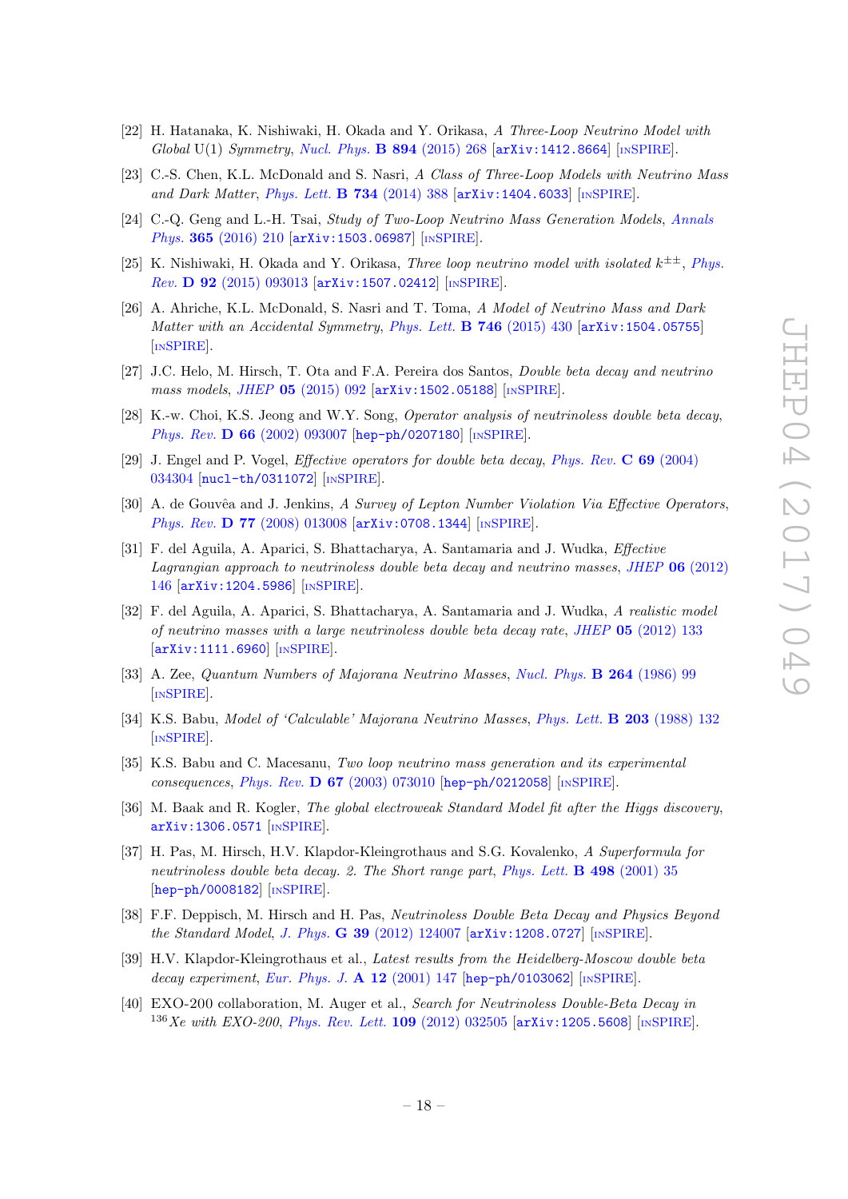[22] H. Hatanaka, K. Nishiwaki, H. Okada and Y. Orikasa, *A Three-Loop Neutrino Model with Global* U(1) *Symmetry*, *Nucl. Phys.* **B 894** (2015) 268 [arXiv:1412.8664] [INSPIRE].

[23] C.-S. Chen, K.L. McDonald and S. Nasri, *A Class of Three-Loop Models with Neutrino Mass and Dark Matter*, *Phys. Lett.* **B 734** (2014) 388 [arXiv:1404.6033] [INSPIRE].

[24] C.-Q. Geng and L.-H. Tsai, *Study of Two-Loop Neutrino Mass Generation Models*, *Annals Phys.* **365** (2016) 210 [arXiv:1503.06987] [INSPIRE].

[25] K. Nishiwaki, H. Okada and Y. Orikasa, *Three loop neutrino model with isolated* $k^{\pm\pm}$, *Phys. Rev.* **D 92** (2015) 093013 [arXiv:1507.02412] [INSPIRE].

[26] A. Ahriche, K.L. McDonald, S. Nasri and T. Toma, *A Model of Neutrino Mass and Dark Matter with an Accidental Symmetry*, *Phys. Lett.* **B 746** (2015) 430 [arXiv:1504.05755] [INSPIRE].

[27] J.C. Helo, M. Hirsch, T. Ota and F.A. Pereira dos Santos, *Double beta decay and neutrino mass models*, *JHEP* **05** (2015) 092 [arXiv:1502.05188] [INSPIRE].

[28] K.-w. Choi, K.S. Jeong and W.Y. Song, *Operator analysis of neutrinoless double beta decay*, *Phys. Rev.* **D 66** (2002) 093007 [hep-ph/0207180] [INSPIRE].

[29] J. Engel and P. Vogel, *Effective operators for double beta decay*, *Phys. Rev.* **C 69** (2004) 034304 [nucl-th/0311072] [INSPIRE].

[30] A. de Gouvêa and J. Jenkins, *A Survey of Lepton Number Violation Via Effective Operators*, *Phys. Rev.* **D 77** (2008) 013008 [arXiv:0708.1344] [INSPIRE].

[31] F. del Aguila, A. Aparici, S. Bhattacharya, A. Santamaria and J. Wudka, *Effective Lagrangian approach to neutrinoless double beta decay and neutrino masses*, *JHEP* **06** (2012) 146 [arXiv:1204.5986] [INSPIRE].

[32] F. del Aguila, A. Aparici, S. Bhattacharya, A. Santamaria and J. Wudka, *A realistic model of neutrino masses with a large neutrinoless double beta decay rate*, *JHEP* **05** (2012) 133 [arXiv:1111.6960] [INSPIRE].

[33] A. Zee, *Quantum Numbers of Majorana Neutrino Masses*, *Nucl. Phys.* **B 264** (1986) 99 [INSPIRE].

[34] K.S. Babu, *Model of 'Calculable' Majorana Neutrino Masses*, *Phys. Lett.* **B 203** (1988) 132 [INSPIRE].

[35] K.S. Babu and C. Macesanu, *Two loop neutrino mass generation and its experimental consequences*, *Phys. Rev.* **D 67** (2003) 073010 [hep-ph/0212058] [INSPIRE].

[36] M. Baak and R. Kogler, *The global electroweak Standard Model fit after the Higgs discovery*, arXiv:1306.0571 [INSPIRE].

[37] H. Pas, M. Hirsch, H.V. Klapdor-Kleingrothaus and S.G. Kovalenko, *A Superformula for neutrinoless double beta decay. 2. The Short range part*, *Phys. Lett.* **B 498** (2001) 35 [hep-ph/0008182] [INSPIRE].

[38] F.F. Deppisch, M. Hirsch and H. Pas, *Neutrinoless Double Beta Decay and Physics Beyond the Standard Model*, *J. Phys.* **G 39** (2012) 124007 [arXiv:1208.0727] [INSPIRE].

[39] H.V. Klapdor-Kleingrothaus et al., *Latest results from the Heidelberg-Moscow double beta decay experiment*, *Eur. Phys. J.* **A 12** (2001) 147 [hep-ph/0103062] [INSPIRE].

[40] EXO-200 collaboration, M. Auger et al., *Search for Neutrinoless Double-Beta Decay in* $^{136}$*Xe with EXO-200*, *Phys. Rev. Lett.* **109** (2012) 032505 [arXiv:1205.5608] [INSPIRE].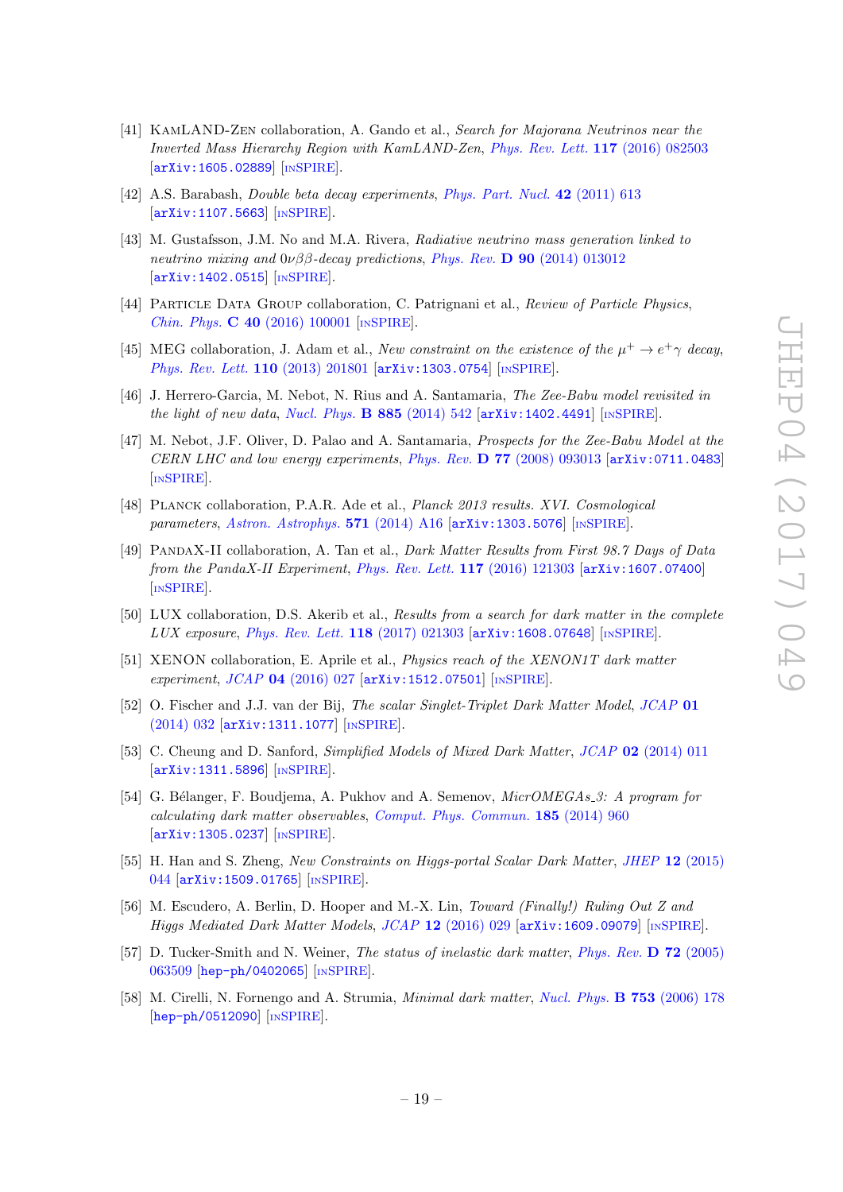[41] KamLAND-Zen collaboration, A. Gando et al., *Search for Majorana Neutrinos near the Inverted Mass Hierarchy Region with KamLAND-Zen*, *Phys. Rev. Lett.* **117** (2016) 082503 [arXiv:1605.02889] [INSPIRE].

[42] A.S. Barabash, *Double beta decay experiments*, *Phys. Part. Nucl.* **42** (2011) 613 [arXiv:1107.5663] [INSPIRE].

[43] M. Gustafsson, J.M. No and M.A. Rivera, *Radiative neutrino mass generation linked to neutrino mixing and $0\nu\beta\beta$-decay predictions*, *Phys. Rev.* **D 90** (2014) 013012 [arXiv:1402.0515] [INSPIRE].

[44] Particle Data Group collaboration, C. Patrignani et al., *Review of Particle Physics*, *Chin. Phys.* **C 40** (2016) 100001 [INSPIRE].

[45] MEG collaboration, J. Adam et al., *New constraint on the existence of the $\mu^+ \to e^+\gamma$ decay*, *Phys. Rev. Lett.* **110** (2013) 201801 [arXiv:1303.0754] [INSPIRE].

[46] J. Herrero-Garcia, M. Nebot, N. Rius and A. Santamaria, *The Zee-Babu model revisited in the light of new data*, *Nucl. Phys.* **B 885** (2014) 542 [arXiv:1402.4491] [INSPIRE].

[47] M. Nebot, J.F. Oliver, D. Palao and A. Santamaria, *Prospects for the Zee-Babu Model at the CERN LHC and low energy experiments*, *Phys. Rev.* **D 77** (2008) 093013 [arXiv:0711.0483] [INSPIRE].

[48] Planck collaboration, P.A.R. Ade et al., *Planck 2013 results. XVI. Cosmological parameters*, *Astron. Astrophys.* **571** (2014) A16 [arXiv:1303.5076] [INSPIRE].

[49] PandaX-II collaboration, A. Tan et al., *Dark Matter Results from First 98.7 Days of Data from the PandaX-II Experiment*, *Phys. Rev. Lett.* **117** (2016) 121303 [arXiv:1607.07400] [INSPIRE].

[50] LUX collaboration, D.S. Akerib et al., *Results from a search for dark matter in the complete LUX exposure*, *Phys. Rev. Lett.* **118** (2017) 021303 [arXiv:1608.07648] [INSPIRE].

[51] XENON collaboration, E. Aprile et al., *Physics reach of the XENON1T dark matter experiment*, *JCAP* **04** (2016) 027 [arXiv:1512.07501] [INSPIRE].

[52] O. Fischer and J.J. van der Bij, *The scalar Singlet-Triplet Dark Matter Model*, *JCAP* **01** (2014) 032 [arXiv:1311.1077] [INSPIRE].

[53] C. Cheung and D. Sanford, *Simplified Models of Mixed Dark Matter*, *JCAP* **02** (2014) 011 [arXiv:1311.5896] [INSPIRE].

[54] G. Bélanger, F. Boudjema, A. Pukhov and A. Semenov, *MicrOMEGAs_3: A program for calculating dark matter observables*, *Comput. Phys. Commun.* **185** (2014) 960 [arXiv:1305.0237] [INSPIRE].

[55] H. Han and S. Zheng, *New Constraints on Higgs-portal Scalar Dark Matter*, *JHEP* **12** (2015) 044 [arXiv:1509.01765] [INSPIRE].

[56] M. Escudero, A. Berlin, D. Hooper and M.-X. Lin, *Toward (Finally!) Ruling Out Z and Higgs Mediated Dark Matter Models*, *JCAP* **12** (2016) 029 [arXiv:1609.09079] [INSPIRE].

[57] D. Tucker-Smith and N. Weiner, *The status of inelastic dark matter*, *Phys. Rev.* **D 72** (2005) 063509 [hep-ph/0402065] [INSPIRE].

[58] M. Cirelli, N. Fornengo and A. Strumia, *Minimal dark matter*, *Nucl. Phys.* **B 753** (2006) 178 [hep-ph/0512090] [INSPIRE].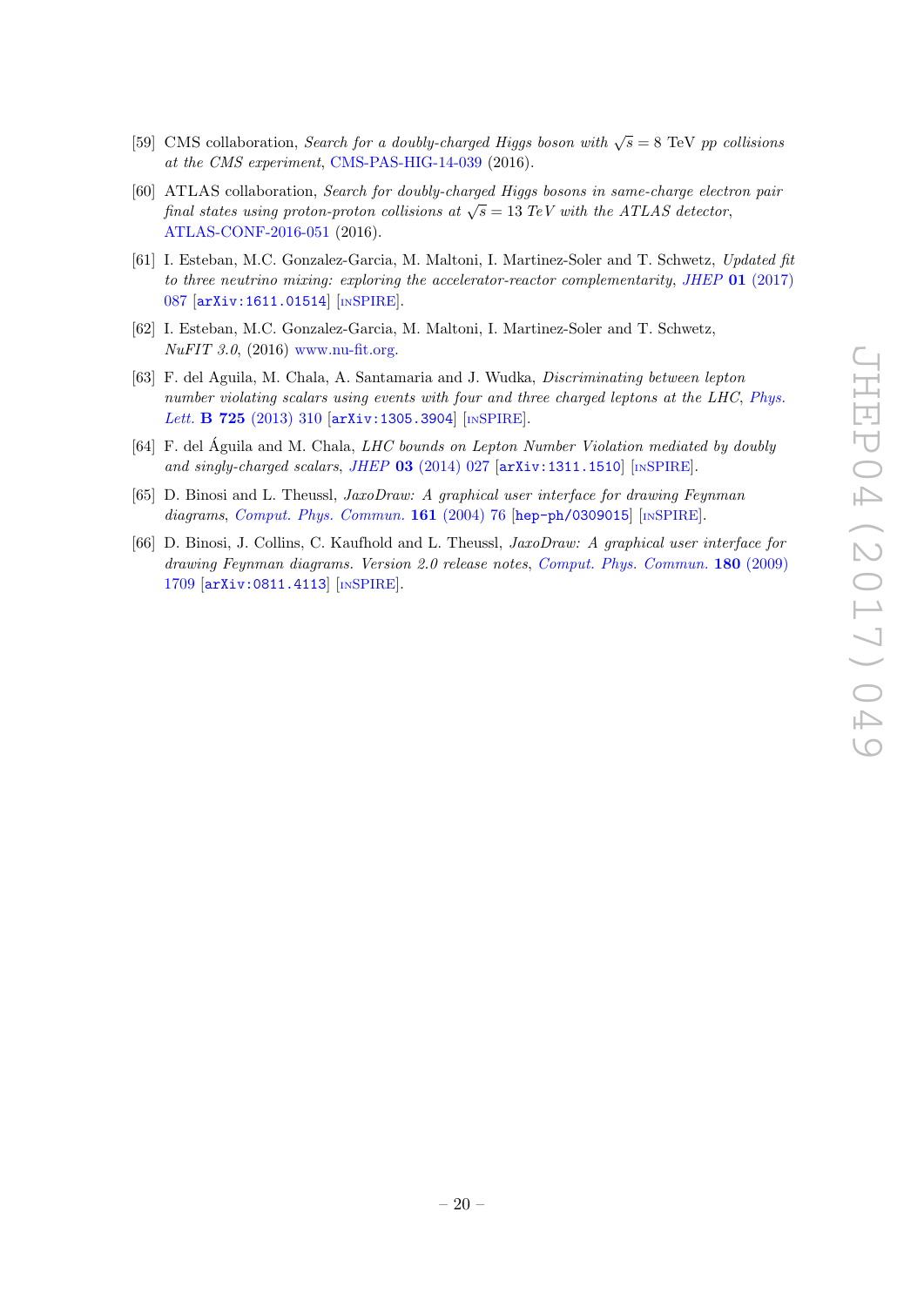[59] CMS collaboration, *Search for a doubly-charged Higgs boson with* $\sqrt{s} = 8$ TeV *pp collisions at the CMS experiment*, CMS-PAS-HIG-14-039 (2016).

[60] ATLAS collaboration, *Search for doubly-charged Higgs bosons in same-charge electron pair final states using proton-proton collisions at* $\sqrt{s} = 13$ *TeV with the ATLAS detector*, ATLAS-CONF-2016-051 (2016).

[61] I. Esteban, M.C. Gonzalez-Garcia, M. Maltoni, I. Martinez-Soler and T. Schwetz, *Updated fit to three neutrino mixing: exploring the accelerator-reactor complementarity*, JHEP **01** (2017) 087 [arXiv:1611.01514] [INSPIRE].

[62] I. Esteban, M.C. Gonzalez-Garcia, M. Maltoni, I. Martinez-Soler and T. Schwetz, *NuFIT 3.0*, (2016) www.nu-fit.org.

[63] F. del Aguila, M. Chala, A. Santamaria and J. Wudka, *Discriminating between lepton number violating scalars using events with four and three charged leptons at the LHC*, Phys. Lett. **B 725** (2013) 310 [arXiv:1305.3904] [INSPIRE].

[64] F. del Águila and M. Chala, *LHC bounds on Lepton Number Violation mediated by doubly and singly-charged scalars*, JHEP **03** (2014) 027 [arXiv:1311.1510] [INSPIRE].

[65] D. Binosi and L. Theussl, *JaxoDraw: A graphical user interface for drawing Feynman diagrams*, Comput. Phys. Commun. **161** (2004) 76 [hep-ph/0309015] [INSPIRE].

[66] D. Binosi, J. Collins, C. Kaufhold and L. Theussl, *JaxoDraw: A graphical user interface for drawing Feynman diagrams. Version 2.0 release notes*, Comput. Phys. Commun. **180** (2009) 1709 [arXiv:0811.4113] [INSPIRE].